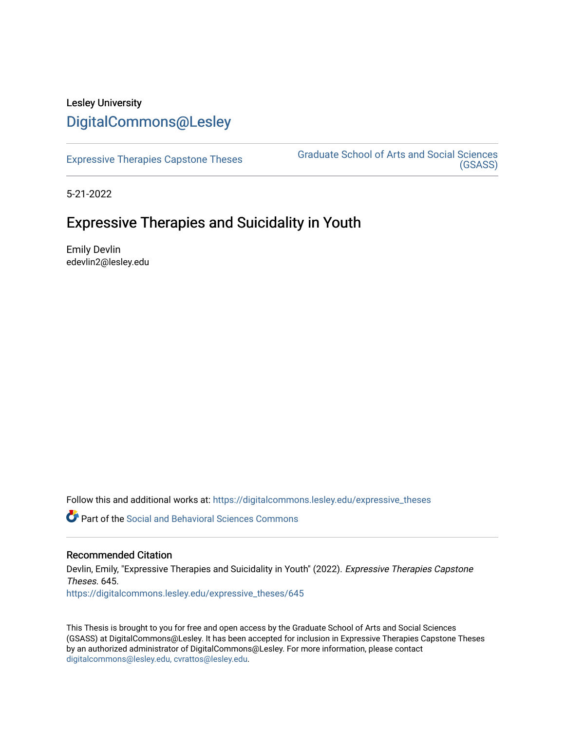Lesley University

# DigitalCommons@Lesley

Expressive Therapies Capstone Theses

Graduate School of Arts and Social Sciences (GSASS)

5-21-2022

## Expressive Therapies and Suicidality in Youth

Emily Devlin
edevlin2@lesley.edu

Follow this and additional works at: https://digitalcommons.lesley.edu/expressive_theses

Part of the Social and Behavioral Sciences Commons

### Recommended Citation

Devlin, Emily, "Expressive Therapies and Suicidality in Youth" (2022). *Expressive Therapies Capstone Theses*. 645.
https://digitalcommons.lesley.edu/expressive_theses/645

This Thesis is brought to you for free and open access by the Graduate School of Arts and Social Sciences (GSASS) at DigitalCommons@Lesley. It has been accepted for inclusion in Expressive Therapies Capstone Theses by an authorized administrator of DigitalCommons@Lesley. For more information, please contact digitalcommons@lesley.edu, cvrattos@lesley.edu.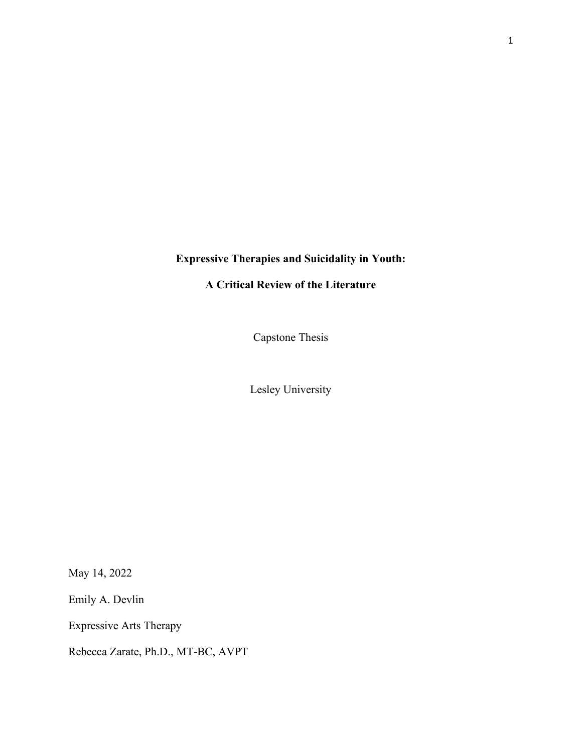**Expressive Therapies and Suicidality in Youth:**

**A Critical Review of the Literature**

Capstone Thesis

Lesley University

May 14, 2022

Emily A. Devlin

Expressive Arts Therapy

Rebecca Zarate, Ph.D., MT-BC, AVPT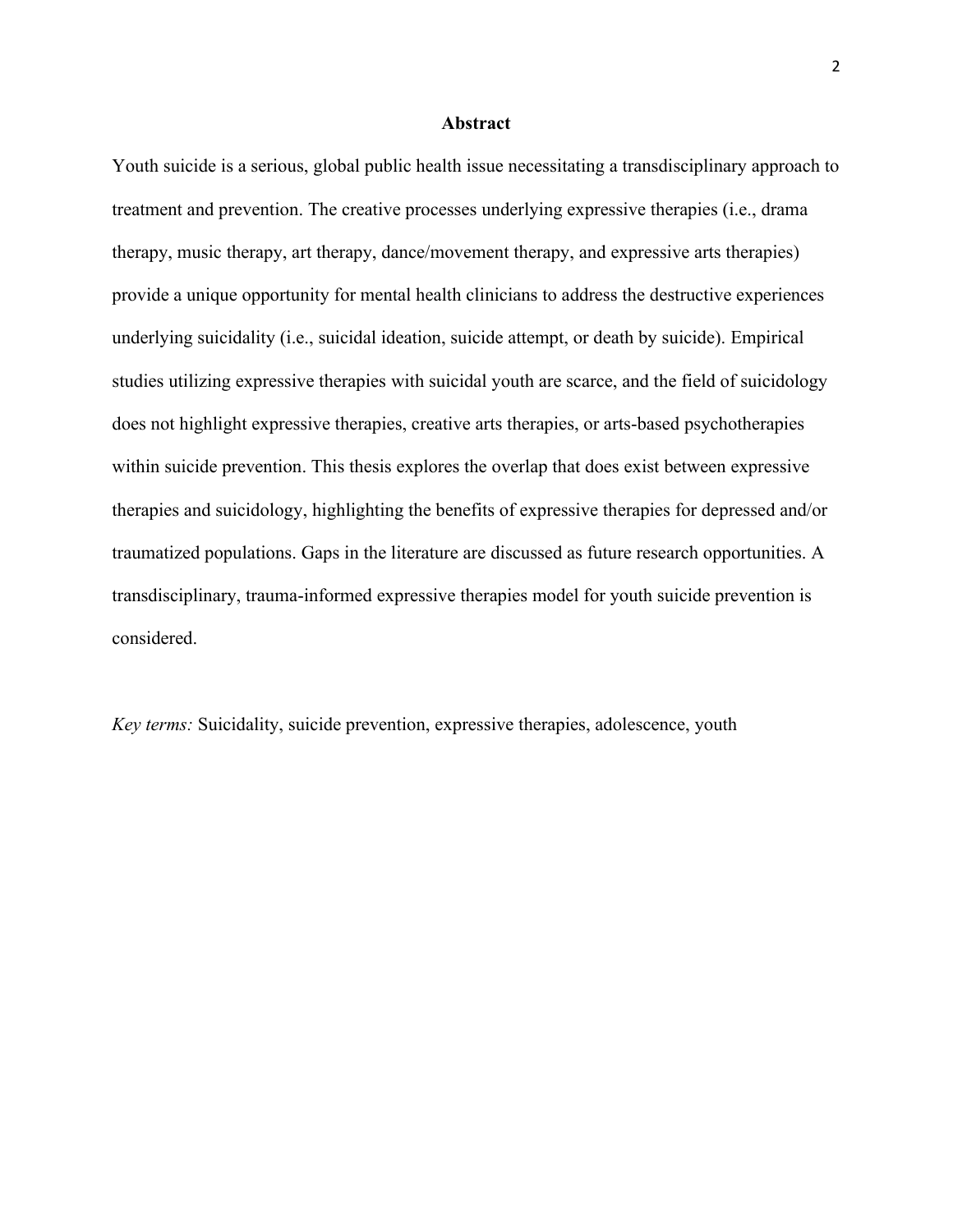# Abstract

Youth suicide is a serious, global public health issue necessitating a transdisciplinary approach to treatment and prevention. The creative processes underlying expressive therapies (i.e., drama therapy, music therapy, art therapy, dance/movement therapy, and expressive arts therapies) provide a unique opportunity for mental health clinicians to address the destructive experiences underlying suicidality (i.e., suicidal ideation, suicide attempt, or death by suicide). Empirical studies utilizing expressive therapies with suicidal youth are scarce, and the field of suicidology does not highlight expressive therapies, creative arts therapies, or arts-based psychotherapies within suicide prevention. This thesis explores the overlap that does exist between expressive therapies and suicidology, highlighting the benefits of expressive therapies for depressed and/or traumatized populations. Gaps in the literature are discussed as future research opportunities. A transdisciplinary, trauma-informed expressive therapies model for youth suicide prevention is considered.

*Key terms:* Suicidality, suicide prevention, expressive therapies, adolescence, youth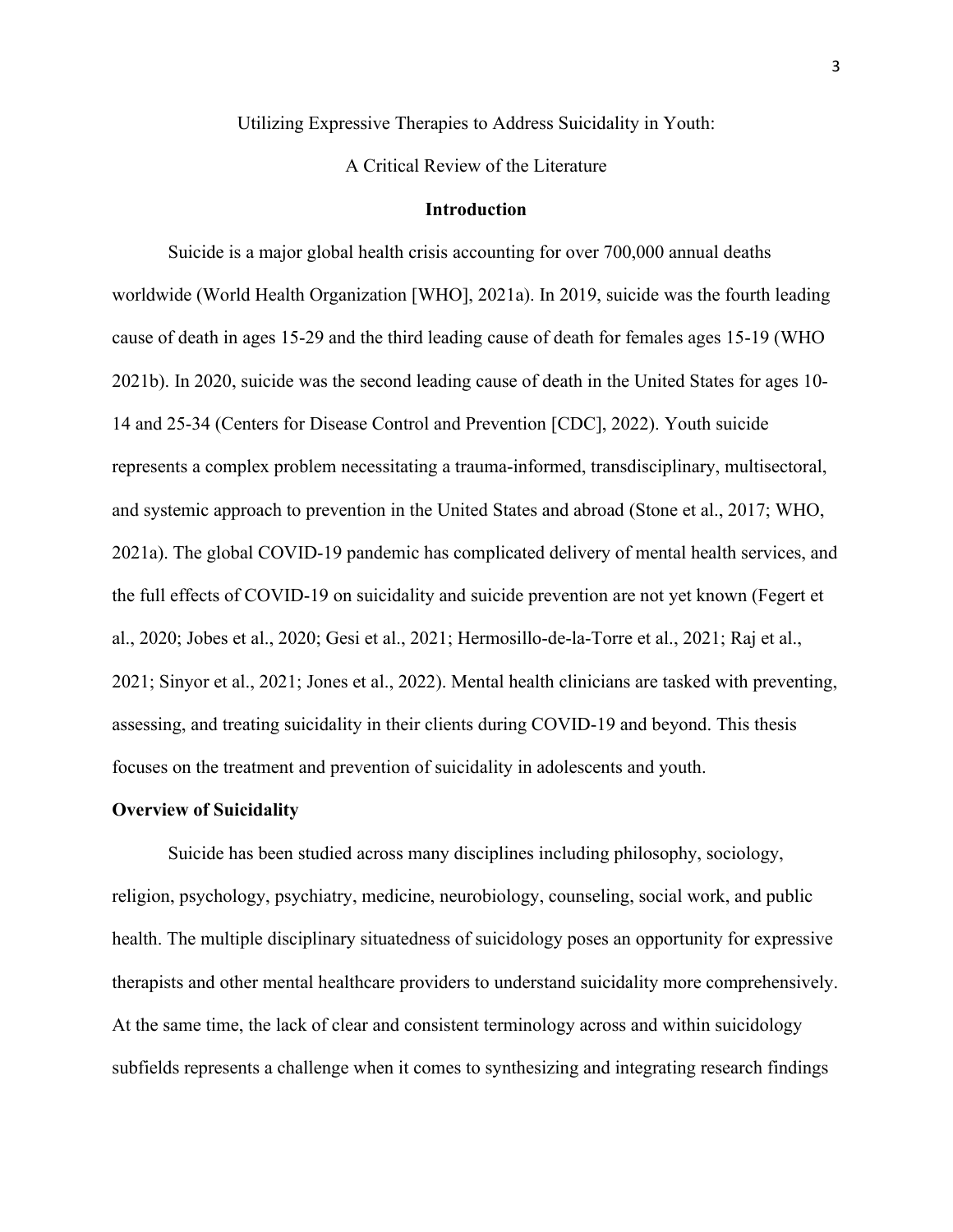Utilizing Expressive Therapies to Address Suicidality in Youth:

A Critical Review of the Literature

## Introduction

Suicide is a major global health crisis accounting for over 700,000 annual deaths worldwide (World Health Organization [WHO], 2021a). In 2019, suicide was the fourth leading cause of death in ages 15-29 and the third leading cause of death for females ages 15-19 (WHO 2021b). In 2020, suicide was the second leading cause of death in the United States for ages 10-14 and 25-34 (Centers for Disease Control and Prevention [CDC], 2022). Youth suicide represents a complex problem necessitating a trauma-informed, transdisciplinary, multisectoral, and systemic approach to prevention in the United States and abroad (Stone et al., 2017; WHO, 2021a). The global COVID-19 pandemic has complicated delivery of mental health services, and the full effects of COVID-19 on suicidality and suicide prevention are not yet known (Fegert et al., 2020; Jobes et al., 2020; Gesi et al., 2021; Hermosillo-de-la-Torre et al., 2021; Raj et al., 2021; Sinyor et al., 2021; Jones et al., 2022). Mental health clinicians are tasked with preventing, assessing, and treating suicidality in their clients during COVID-19 and beyond. This thesis focuses on the treatment and prevention of suicidality in adolescents and youth.

### Overview of Suicidality

Suicide has been studied across many disciplines including philosophy, sociology, religion, psychology, psychiatry, medicine, neurobiology, counseling, social work, and public health. The multiple disciplinary situatedness of suicidology poses an opportunity for expressive therapists and other mental healthcare providers to understand suicidality more comprehensively. At the same time, the lack of clear and consistent terminology across and within suicidology subfields represents a challenge when it comes to synthesizing and integrating research findings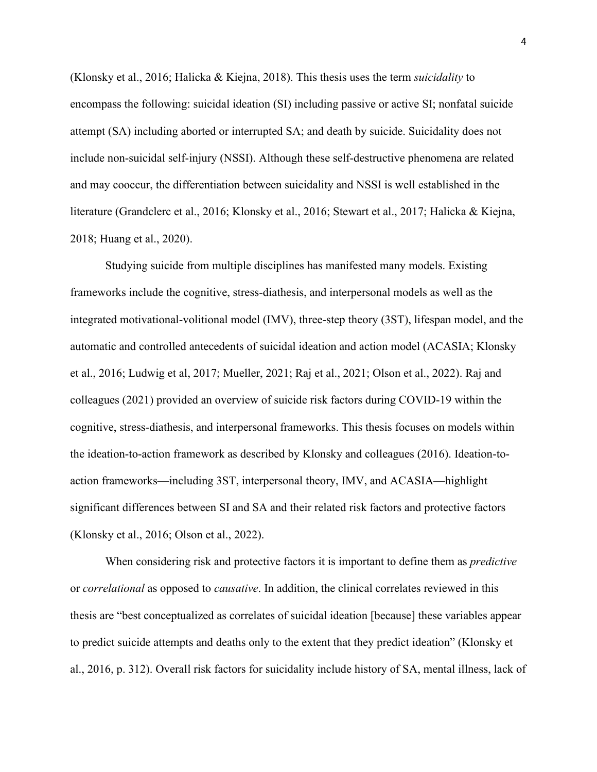(Klonsky et al., 2016; Halicka & Kiejna, 2018). This thesis uses the term *suicidality* to encompass the following: suicidal ideation (SI) including passive or active SI; nonfatal suicide attempt (SA) including aborted or interrupted SA; and death by suicide. Suicidality does not include non-suicidal self-injury (NSSI). Although these self-destructive phenomena are related and may cooccur, the differentiation between suicidality and NSSI is well established in the literature (Grandclerc et al., 2016; Klonsky et al., 2016; Stewart et al., 2017; Halicka & Kiejna, 2018; Huang et al., 2020).

Studying suicide from multiple disciplines has manifested many models. Existing frameworks include the cognitive, stress-diathesis, and interpersonal models as well as the integrated motivational-volitional model (IMV), three-step theory (3ST), lifespan model, and the automatic and controlled antecedents of suicidal ideation and action model (ACASIA; Klonsky et al., 2016; Ludwig et al, 2017; Mueller, 2021; Raj et al., 2021; Olson et al., 2022). Raj and colleagues (2021) provided an overview of suicide risk factors during COVID-19 within the cognitive, stress-diathesis, and interpersonal frameworks. This thesis focuses on models within the ideation-to-action framework as described by Klonsky and colleagues (2016). Ideation-to-action frameworks—including 3ST, interpersonal theory, IMV, and ACASIA—highlight significant differences between SI and SA and their related risk factors and protective factors (Klonsky et al., 2016; Olson et al., 2022).

When considering risk and protective factors it is important to define them as *predictive* or *correlational* as opposed to *causative*. In addition, the clinical correlates reviewed in this thesis are "best conceptualized as correlates of suicidal ideation [because] these variables appear to predict suicide attempts and deaths only to the extent that they predict ideation" (Klonsky et al., 2016, p. 312). Overall risk factors for suicidality include history of SA, mental illness, lack of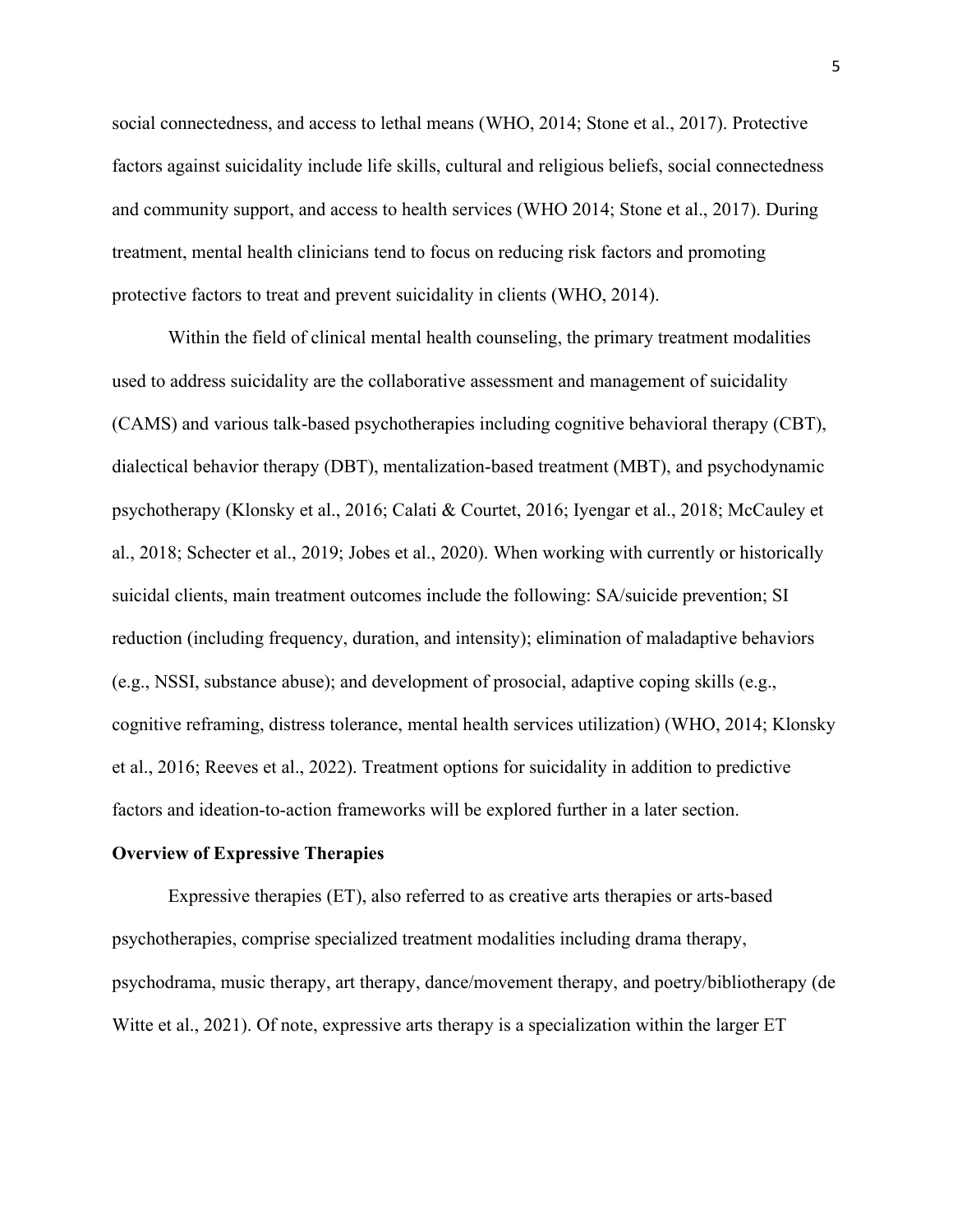social connectedness, and access to lethal means (WHO, 2014; Stone et al., 2017). Protective factors against suicidality include life skills, cultural and religious beliefs, social connectedness and community support, and access to health services (WHO 2014; Stone et al., 2017). During treatment, mental health clinicians tend to focus on reducing risk factors and promoting protective factors to treat and prevent suicidality in clients (WHO, 2014).

Within the field of clinical mental health counseling, the primary treatment modalities used to address suicidality are the collaborative assessment and management of suicidality (CAMS) and various talk-based psychotherapies including cognitive behavioral therapy (CBT), dialectical behavior therapy (DBT), mentalization-based treatment (MBT), and psychodynamic psychotherapy (Klonsky et al., 2016; Calati & Courtet, 2016; Iyengar et al., 2018; McCauley et al., 2018; Schecter et al., 2019; Jobes et al., 2020). When working with currently or historically suicidal clients, main treatment outcomes include the following: SA/suicide prevention; SI reduction (including frequency, duration, and intensity); elimination of maladaptive behaviors (e.g., NSSI, substance abuse); and development of prosocial, adaptive coping skills (e.g., cognitive reframing, distress tolerance, mental health services utilization) (WHO, 2014; Klonsky et al., 2016; Reeves et al., 2022). Treatment options for suicidality in addition to predictive factors and ideation-to-action frameworks will be explored further in a later section.

## Overview of Expressive Therapies

Expressive therapies (ET), also referred to as creative arts therapies or arts-based psychotherapies, comprise specialized treatment modalities including drama therapy, psychodrama, music therapy, art therapy, dance/movement therapy, and poetry/bibliotherapy (de Witte et al., 2021). Of note, expressive arts therapy is a specialization within the larger ET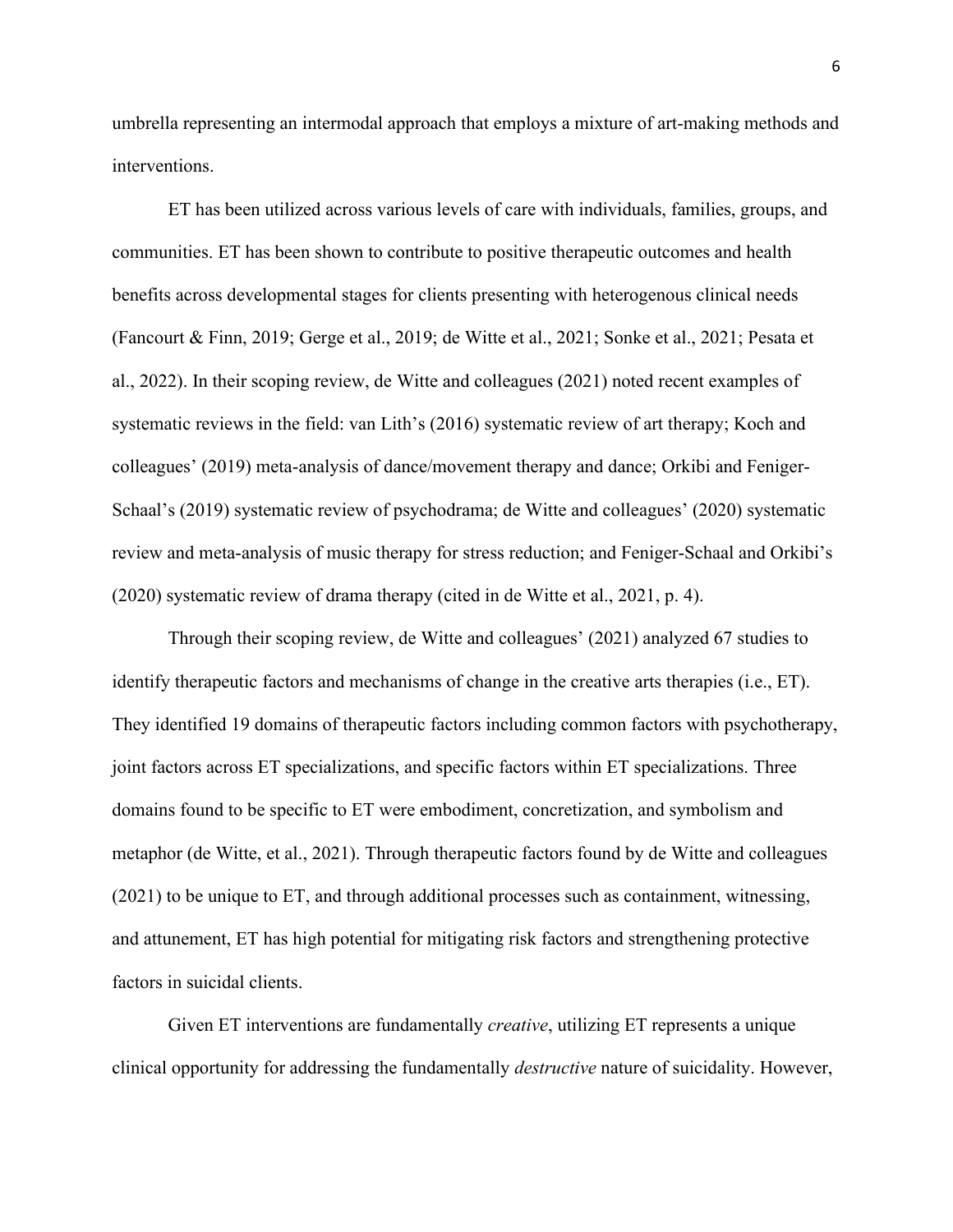umbrella representing an intermodal approach that employs a mixture of art-making methods and interventions.

ET has been utilized across various levels of care with individuals, families, groups, and communities. ET has been shown to contribute to positive therapeutic outcomes and health benefits across developmental stages for clients presenting with heterogenous clinical needs (Fancourt & Finn, 2019; Gerge et al., 2019; de Witte et al., 2021; Sonke et al., 2021; Pesata et al., 2022). In their scoping review, de Witte and colleagues (2021) noted recent examples of systematic reviews in the field: van Lith's (2016) systematic review of art therapy; Koch and colleagues' (2019) meta-analysis of dance/movement therapy and dance; Orkibi and Feniger-Schaal's (2019) systematic review of psychodrama; de Witte and colleagues' (2020) systematic review and meta-analysis of music therapy for stress reduction; and Feniger-Schaal and Orkibi's (2020) systematic review of drama therapy (cited in de Witte et al., 2021, p. 4).

Through their scoping review, de Witte and colleagues' (2021) analyzed 67 studies to identify therapeutic factors and mechanisms of change in the creative arts therapies (i.e., ET). They identified 19 domains of therapeutic factors including common factors with psychotherapy, joint factors across ET specializations, and specific factors within ET specializations. Three domains found to be specific to ET were embodiment, concretization, and symbolism and metaphor (de Witte, et al., 2021). Through therapeutic factors found by de Witte and colleagues (2021) to be unique to ET, and through additional processes such as containment, witnessing, and attunement, ET has high potential for mitigating risk factors and strengthening protective factors in suicidal clients.

Given ET interventions are fundamentally *creative*, utilizing ET represents a unique clinical opportunity for addressing the fundamentally *destructive* nature of suicidality. However,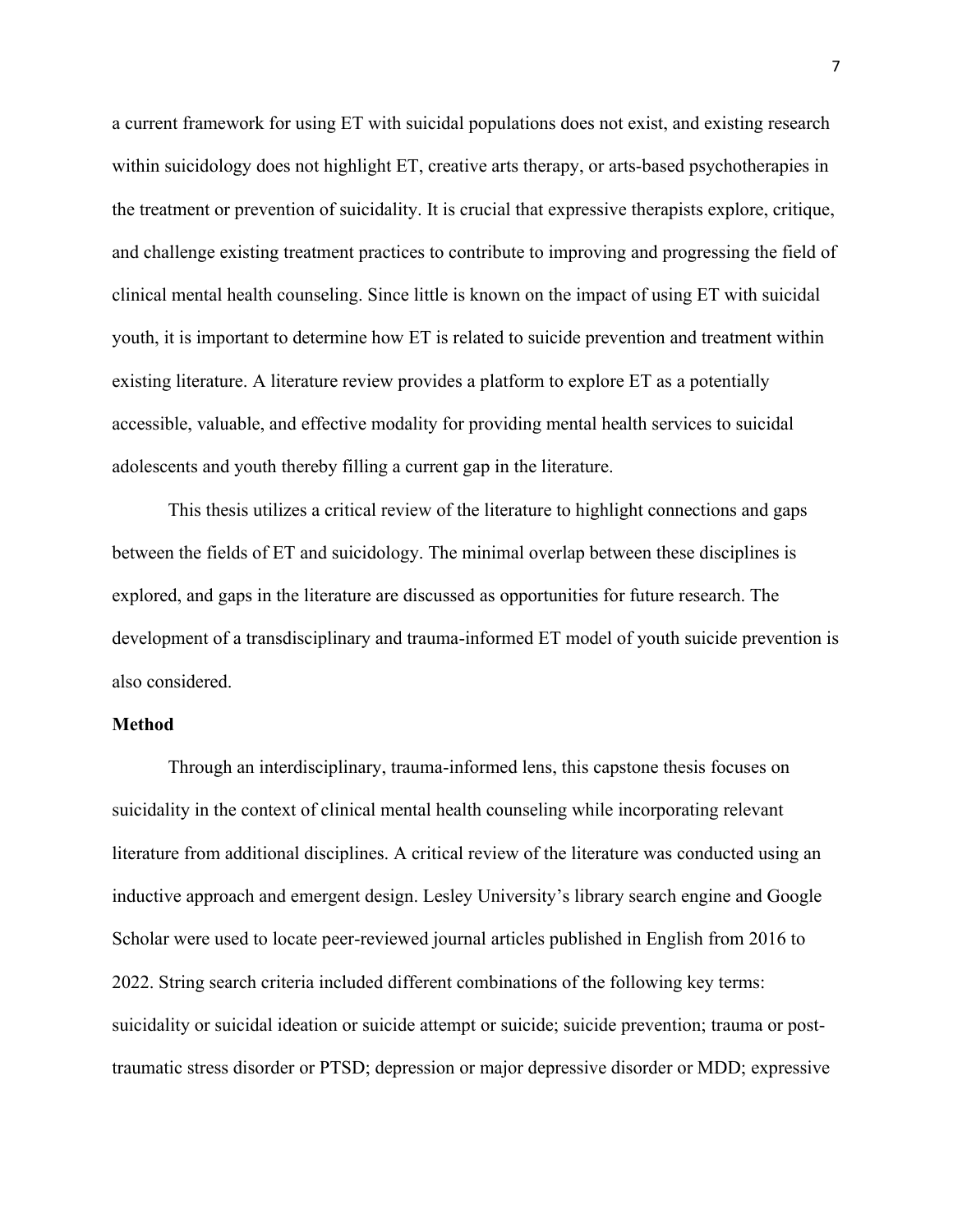a current framework for using ET with suicidal populations does not exist, and existing research within suicidology does not highlight ET, creative arts therapy, or arts-based psychotherapies in the treatment or prevention of suicidality. It is crucial that expressive therapists explore, critique, and challenge existing treatment practices to contribute to improving and progressing the field of clinical mental health counseling. Since little is known on the impact of using ET with suicidal youth, it is important to determine how ET is related to suicide prevention and treatment within existing literature. A literature review provides a platform to explore ET as a potentially accessible, valuable, and effective modality for providing mental health services to suicidal adolescents and youth thereby filling a current gap in the literature.

This thesis utilizes a critical review of the literature to highlight connections and gaps between the fields of ET and suicidology. The minimal overlap between these disciplines is explored, and gaps in the literature are discussed as opportunities for future research. The development of a transdisciplinary and trauma-informed ET model of youth suicide prevention is also considered.

**Method**

Through an interdisciplinary, trauma-informed lens, this capstone thesis focuses on suicidality in the context of clinical mental health counseling while incorporating relevant literature from additional disciplines. A critical review of the literature was conducted using an inductive approach and emergent design. Lesley University's library search engine and Google Scholar were used to locate peer-reviewed journal articles published in English from 2016 to 2022. String search criteria included different combinations of the following key terms: suicidality or suicidal ideation or suicide attempt or suicide; suicide prevention; trauma or post-traumatic stress disorder or PTSD; depression or major depressive disorder or MDD; expressive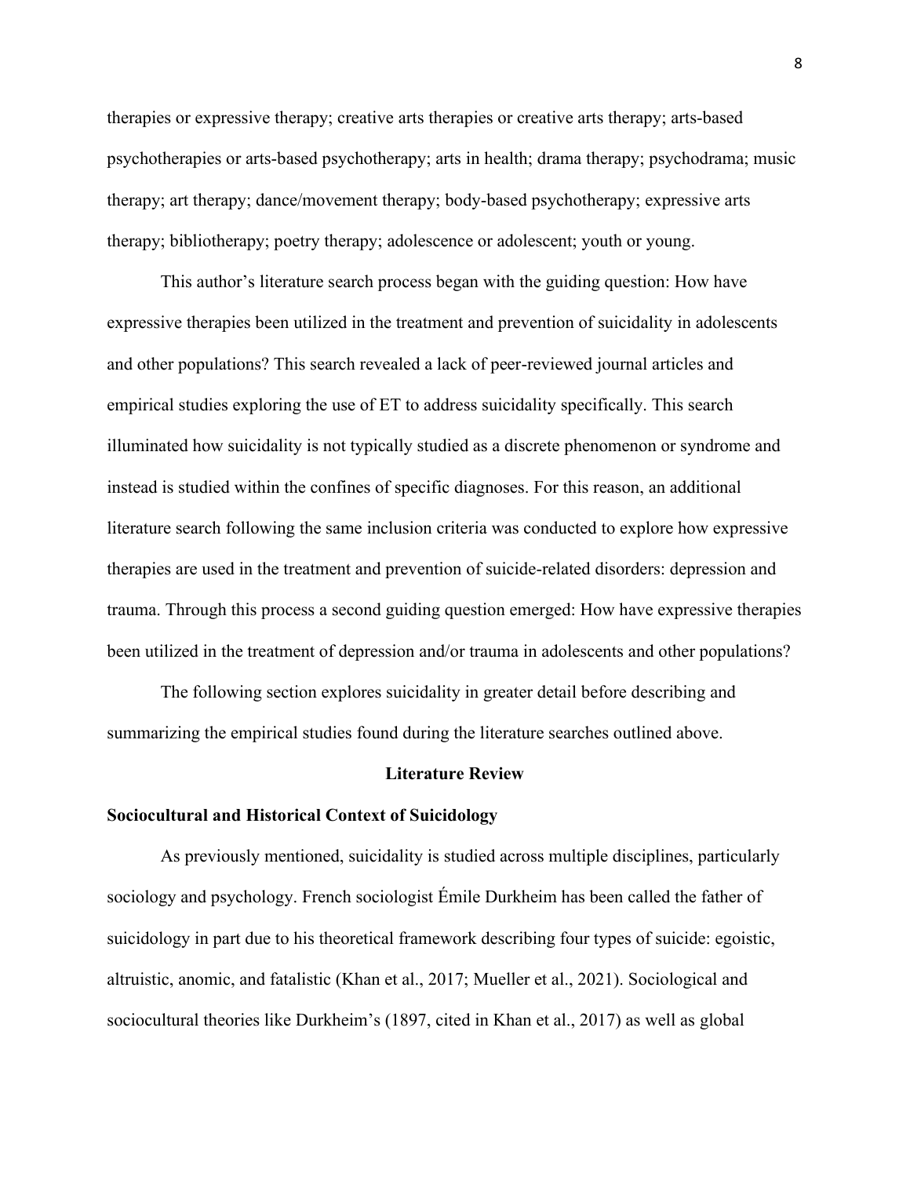therapies or expressive therapy; creative arts therapies or creative arts therapy; arts-based psychotherapies or arts-based psychotherapy; arts in health; drama therapy; psychodrama; music therapy; art therapy; dance/movement therapy; body-based psychotherapy; expressive arts therapy; bibliotherapy; poetry therapy; adolescence or adolescent; youth or young.

This author's literature search process began with the guiding question: How have expressive therapies been utilized in the treatment and prevention of suicidality in adolescents and other populations? This search revealed a lack of peer-reviewed journal articles and empirical studies exploring the use of ET to address suicidality specifically. This search illuminated how suicidality is not typically studied as a discrete phenomenon or syndrome and instead is studied within the confines of specific diagnoses. For this reason, an additional literature search following the same inclusion criteria was conducted to explore how expressive therapies are used in the treatment and prevention of suicide-related disorders: depression and trauma. Through this process a second guiding question emerged: How have expressive therapies been utilized in the treatment of depression and/or trauma in adolescents and other populations?

The following section explores suicidality in greater detail before describing and summarizing the empirical studies found during the literature searches outlined above.

## Literature Review

### Sociocultural and Historical Context of Suicidology

As previously mentioned, suicidality is studied across multiple disciplines, particularly sociology and psychology. French sociologist Émile Durkheim has been called the father of suicidology in part due to his theoretical framework describing four types of suicide: egoistic, altruistic, anomic, and fatalistic (Khan et al., 2017; Mueller et al., 2021). Sociological and sociocultural theories like Durkheim's (1897, cited in Khan et al., 2017) as well as global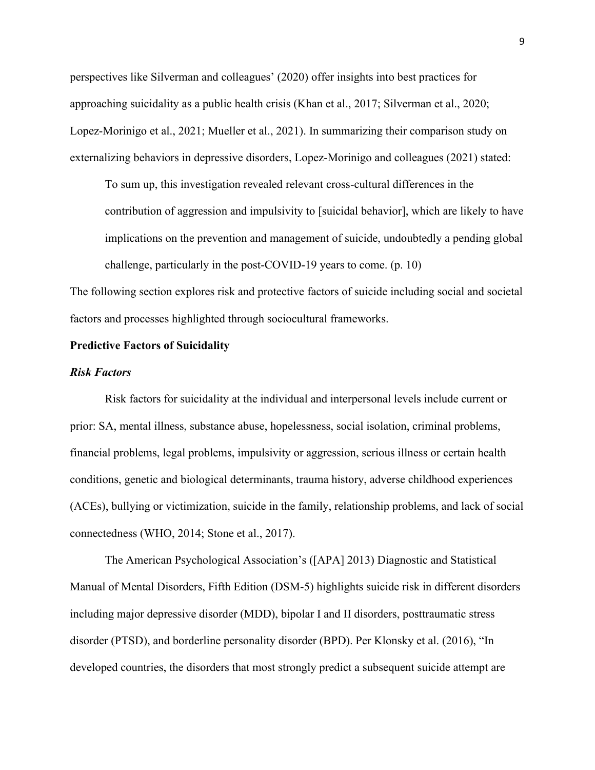perspectives like Silverman and colleagues' (2020) offer insights into best practices for approaching suicidality as a public health crisis (Khan et al., 2017; Silverman et al., 2020; Lopez-Morinigo et al., 2021; Mueller et al., 2021). In summarizing their comparison study on externalizing behaviors in depressive disorders, Lopez-Morinigo and colleagues (2021) stated:

> To sum up, this investigation revealed relevant cross-cultural differences in the contribution of aggression and impulsivity to [suicidal behavior], which are likely to have implications on the prevention and management of suicide, undoubtedly a pending global challenge, particularly in the post-COVID-19 years to come. (p. 10)

The following section explores risk and protective factors of suicide including social and societal factors and processes highlighted through sociocultural frameworks.

## Predictive Factors of Suicidality

### *Risk Factors*

Risk factors for suicidality at the individual and interpersonal levels include current or prior: SA, mental illness, substance abuse, hopelessness, social isolation, criminal problems, financial problems, legal problems, impulsivity or aggression, serious illness or certain health conditions, genetic and biological determinants, trauma history, adverse childhood experiences (ACEs), bullying or victimization, suicide in the family, relationship problems, and lack of social connectedness (WHO, 2014; Stone et al., 2017).

The American Psychological Association's ([APA] 2013) Diagnostic and Statistical Manual of Mental Disorders, Fifth Edition (DSM-5) highlights suicide risk in different disorders including major depressive disorder (MDD), bipolar I and II disorders, posttraumatic stress disorder (PTSD), and borderline personality disorder (BPD). Per Klonsky et al. (2016), "In developed countries, the disorders that most strongly predict a subsequent suicide attempt are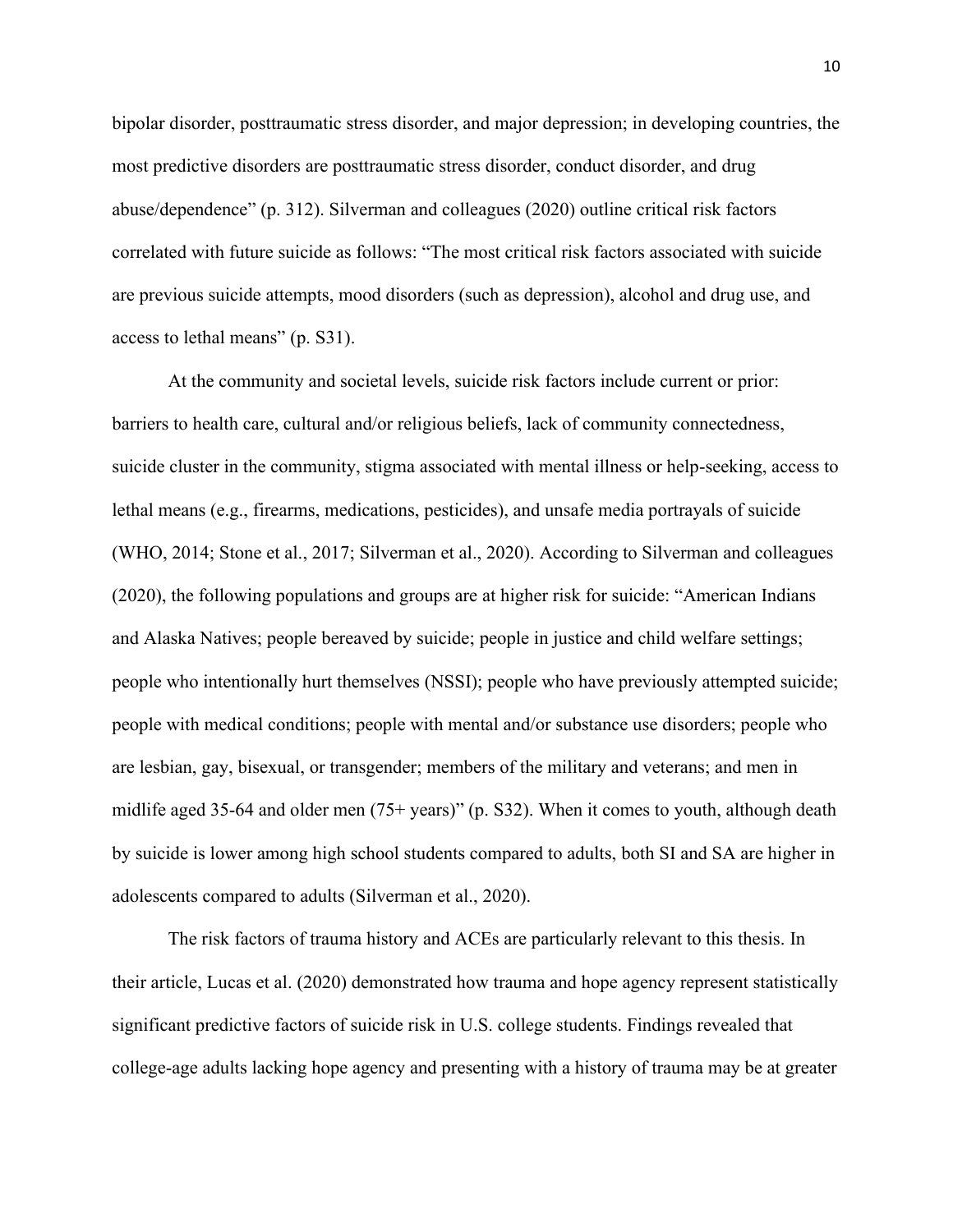bipolar disorder, posttraumatic stress disorder, and major depression; in developing countries, the most predictive disorders are posttraumatic stress disorder, conduct disorder, and drug abuse/dependence" (p. 312). Silverman and colleagues (2020) outline critical risk factors correlated with future suicide as follows: "The most critical risk factors associated with suicide are previous suicide attempts, mood disorders (such as depression), alcohol and drug use, and access to lethal means" (p. S31).

At the community and societal levels, suicide risk factors include current or prior: barriers to health care, cultural and/or religious beliefs, lack of community connectedness, suicide cluster in the community, stigma associated with mental illness or help-seeking, access to lethal means (e.g., firearms, medications, pesticides), and unsafe media portrayals of suicide (WHO, 2014; Stone et al., 2017; Silverman et al., 2020). According to Silverman and colleagues (2020), the following populations and groups are at higher risk for suicide: "American Indians and Alaska Natives; people bereaved by suicide; people in justice and child welfare settings; people who intentionally hurt themselves (NSSI); people who have previously attempted suicide; people with medical conditions; people with mental and/or substance use disorders; people who are lesbian, gay, bisexual, or transgender; members of the military and veterans; and men in midlife aged 35-64 and older men (75+ years)" (p. S32). When it comes to youth, although death by suicide is lower among high school students compared to adults, both SI and SA are higher in adolescents compared to adults (Silverman et al., 2020).

The risk factors of trauma history and ACEs are particularly relevant to this thesis. In their article, Lucas et al. (2020) demonstrated how trauma and hope agency represent statistically significant predictive factors of suicide risk in U.S. college students. Findings revealed that college-age adults lacking hope agency and presenting with a history of trauma may be at greater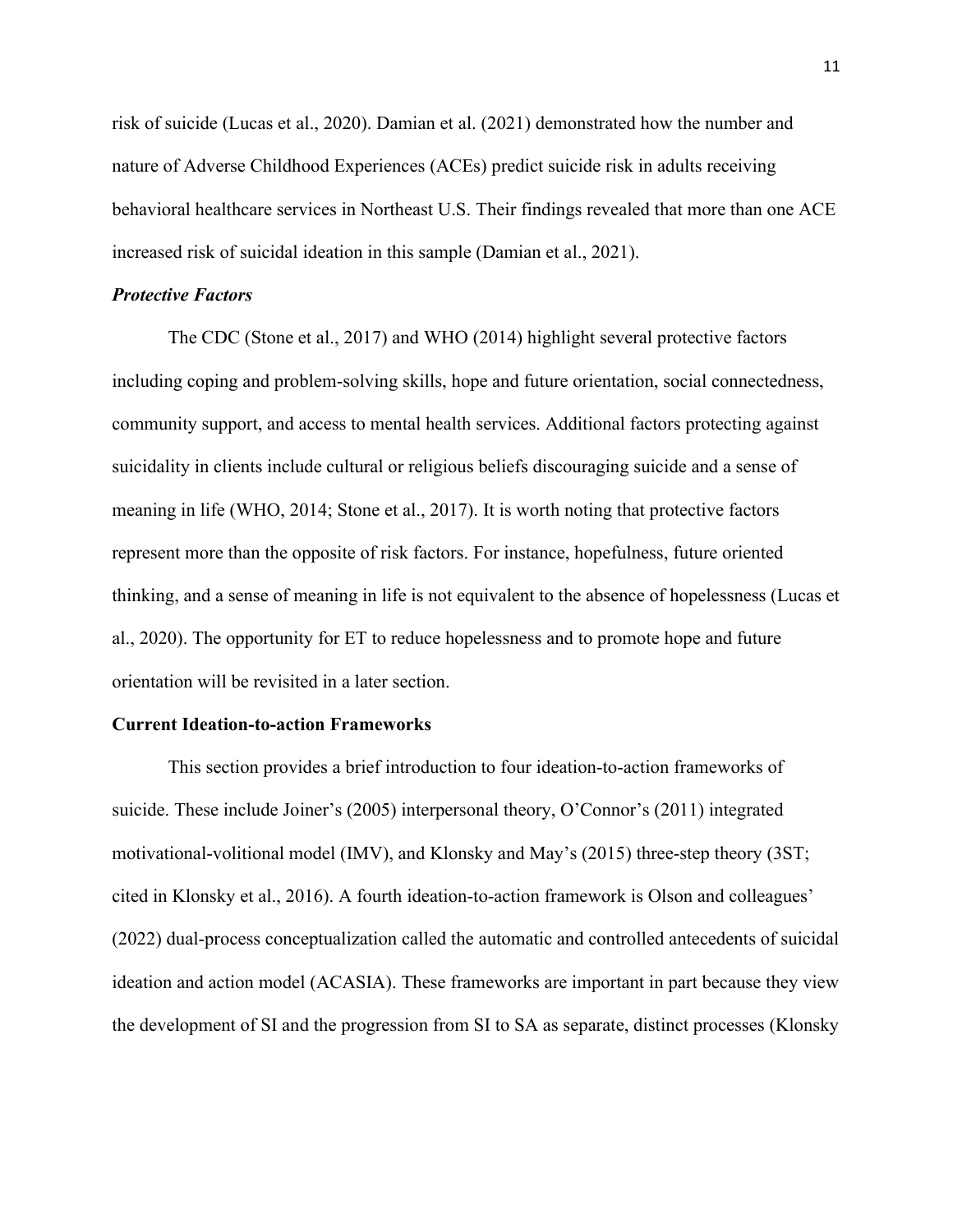risk of suicide (Lucas et al., 2020). Damian et al. (2021) demonstrated how the number and nature of Adverse Childhood Experiences (ACEs) predict suicide risk in adults receiving behavioral healthcare services in Northeast U.S. Their findings revealed that more than one ACE increased risk of suicidal ideation in this sample (Damian et al., 2021).

### *Protective Factors*

The CDC (Stone et al., 2017) and WHO (2014) highlight several protective factors including coping and problem-solving skills, hope and future orientation, social connectedness, community support, and access to mental health services. Additional factors protecting against suicidality in clients include cultural or religious beliefs discouraging suicide and a sense of meaning in life (WHO, 2014; Stone et al., 2017). It is worth noting that protective factors represent more than the opposite of risk factors. For instance, hopefulness, future oriented thinking, and a sense of meaning in life is not equivalent to the absence of hopelessness (Lucas et al., 2020). The opportunity for ET to reduce hopelessness and to promote hope and future orientation will be revisited in a later section.

## **Current Ideation-to-action Frameworks**

This section provides a brief introduction to four ideation-to-action frameworks of suicide. These include Joiner's (2005) interpersonal theory, O'Connor's (2011) integrated motivational-volitional model (IMV), and Klonsky and May's (2015) three-step theory (3ST; cited in Klonsky et al., 2016). A fourth ideation-to-action framework is Olson and colleagues' (2022) dual-process conceptualization called the automatic and controlled antecedents of suicidal ideation and action model (ACASIA). These frameworks are important in part because they view the development of SI and the progression from SI to SA as separate, distinct processes (Klonsky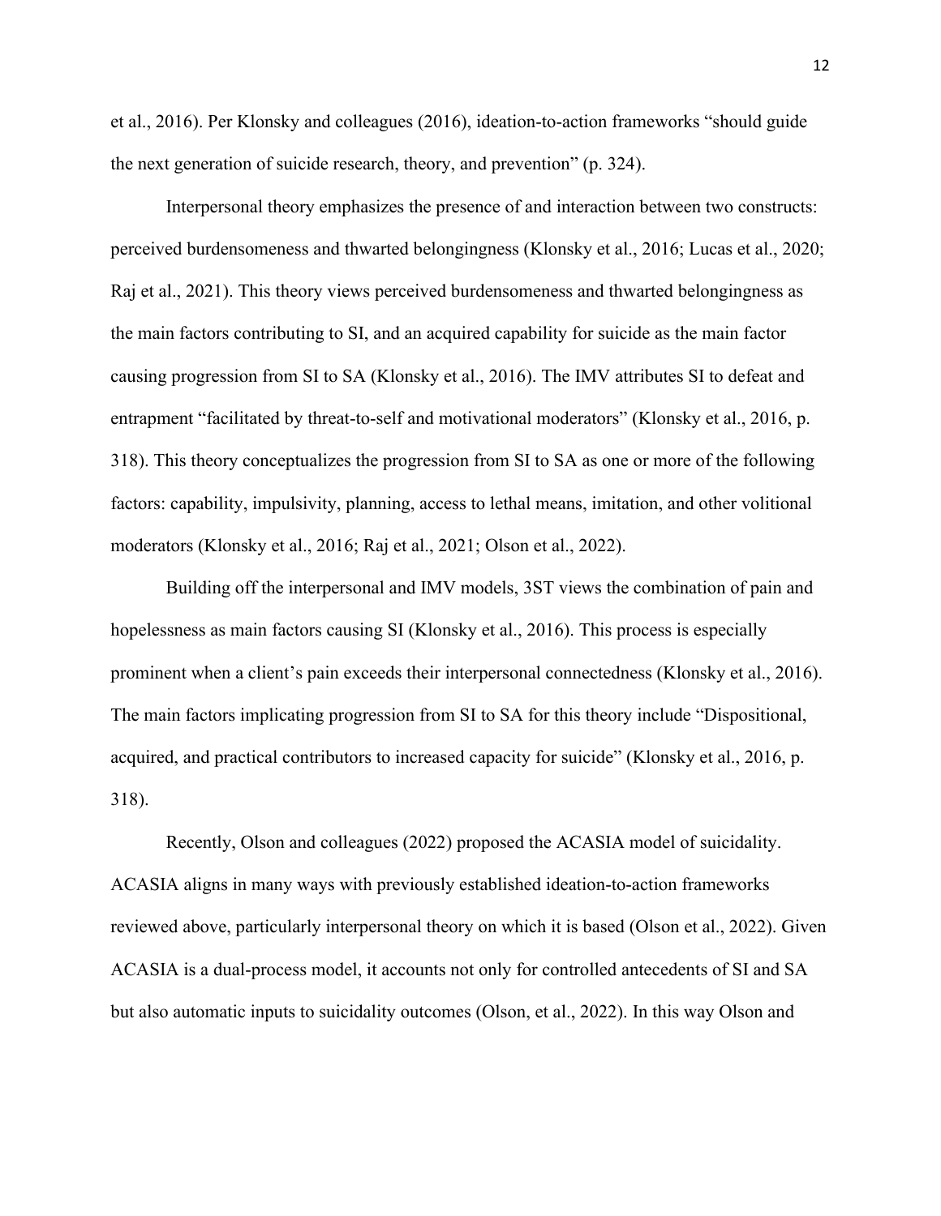et al., 2016). Per Klonsky and colleagues (2016), ideation-to-action frameworks "should guide the next generation of suicide research, theory, and prevention" (p. 324).

Interpersonal theory emphasizes the presence of and interaction between two constructs: perceived burdensomeness and thwarted belongingness (Klonsky et al., 2016; Lucas et al., 2020; Raj et al., 2021). This theory views perceived burdensomeness and thwarted belongingness as the main factors contributing to SI, and an acquired capability for suicide as the main factor causing progression from SI to SA (Klonsky et al., 2016). The IMV attributes SI to defeat and entrapment "facilitated by threat-to-self and motivational moderators" (Klonsky et al., 2016, p. 318). This theory conceptualizes the progression from SI to SA as one or more of the following factors: capability, impulsivity, planning, access to lethal means, imitation, and other volitional moderators (Klonsky et al., 2016; Raj et al., 2021; Olson et al., 2022).

Building off the interpersonal and IMV models, 3ST views the combination of pain and hopelessness as main factors causing SI (Klonsky et al., 2016). This process is especially prominent when a client's pain exceeds their interpersonal connectedness (Klonsky et al., 2016). The main factors implicating progression from SI to SA for this theory include "Dispositional, acquired, and practical contributors to increased capacity for suicide" (Klonsky et al., 2016, p. 318).

Recently, Olson and colleagues (2022) proposed the ACASIA model of suicidality. ACASIA aligns in many ways with previously established ideation-to-action frameworks reviewed above, particularly interpersonal theory on which it is based (Olson et al., 2022). Given ACASIA is a dual-process model, it accounts not only for controlled antecedents of SI and SA but also automatic inputs to suicidality outcomes (Olson, et al., 2022). In this way Olson and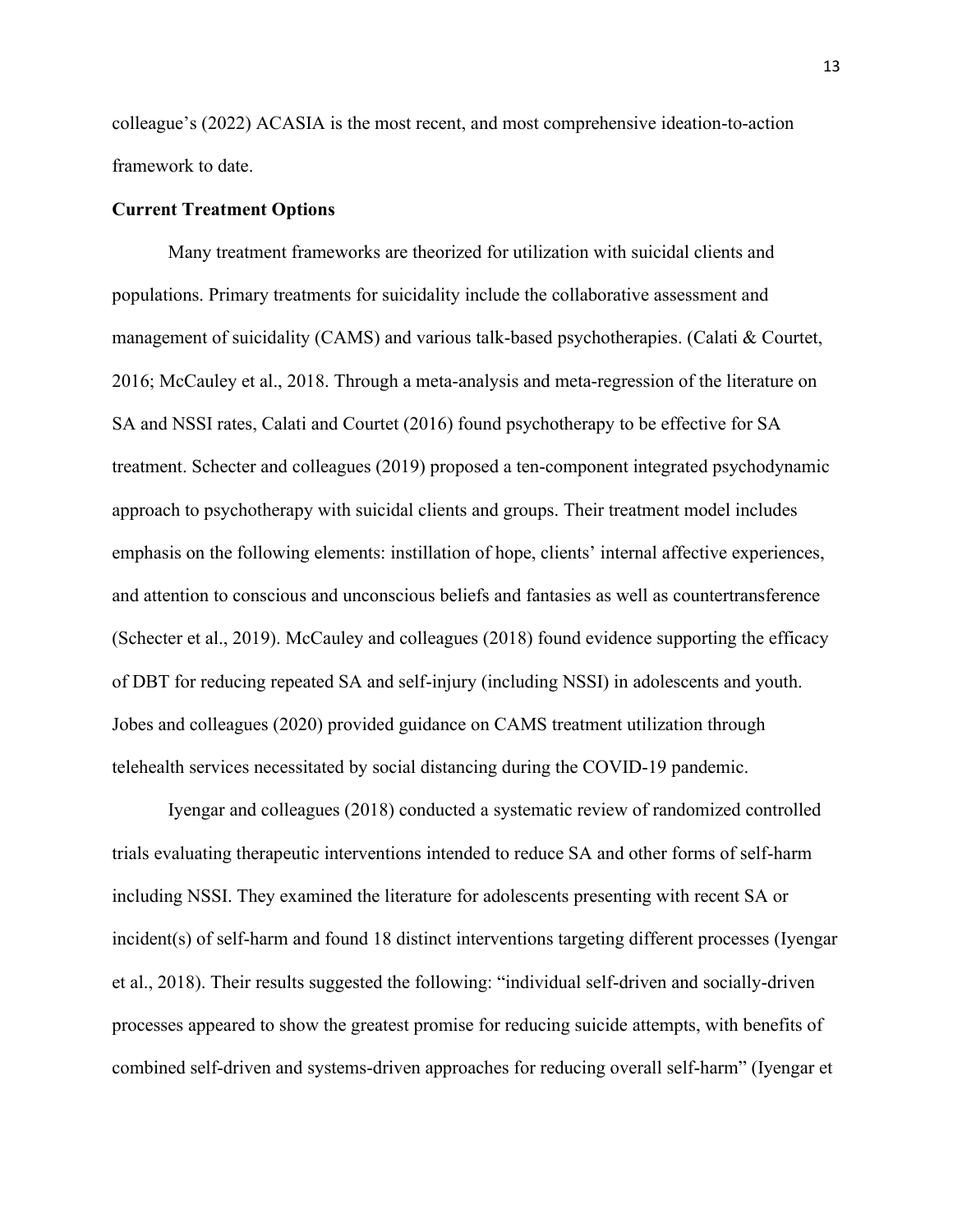colleague's (2022) ACASIA is the most recent, and most comprehensive ideation-to-action framework to date.

**Current Treatment Options**

Many treatment frameworks are theorized for utilization with suicidal clients and populations. Primary treatments for suicidality include the collaborative assessment and management of suicidality (CAMS) and various talk-based psychotherapies. (Calati & Courtet, 2016; McCauley et al., 2018. Through a meta-analysis and meta-regression of the literature on SA and NSSI rates, Calati and Courtet (2016) found psychotherapy to be effective for SA treatment. Schecter and colleagues (2019) proposed a ten-component integrated psychodynamic approach to psychotherapy with suicidal clients and groups. Their treatment model includes emphasis on the following elements: instillation of hope, clients' internal affective experiences, and attention to conscious and unconscious beliefs and fantasies as well as countertransference (Schecter et al., 2019). McCauley and colleagues (2018) found evidence supporting the efficacy of DBT for reducing repeated SA and self-injury (including NSSI) in adolescents and youth. Jobes and colleagues (2020) provided guidance on CAMS treatment utilization through telehealth services necessitated by social distancing during the COVID-19 pandemic.

Iyengar and colleagues (2018) conducted a systematic review of randomized controlled trials evaluating therapeutic interventions intended to reduce SA and other forms of self-harm including NSSI. They examined the literature for adolescents presenting with recent SA or incident(s) of self-harm and found 18 distinct interventions targeting different processes (Iyengar et al., 2018). Their results suggested the following: "individual self-driven and socially-driven processes appeared to show the greatest promise for reducing suicide attempts, with benefits of combined self-driven and systems-driven approaches for reducing overall self-harm" (Iyengar et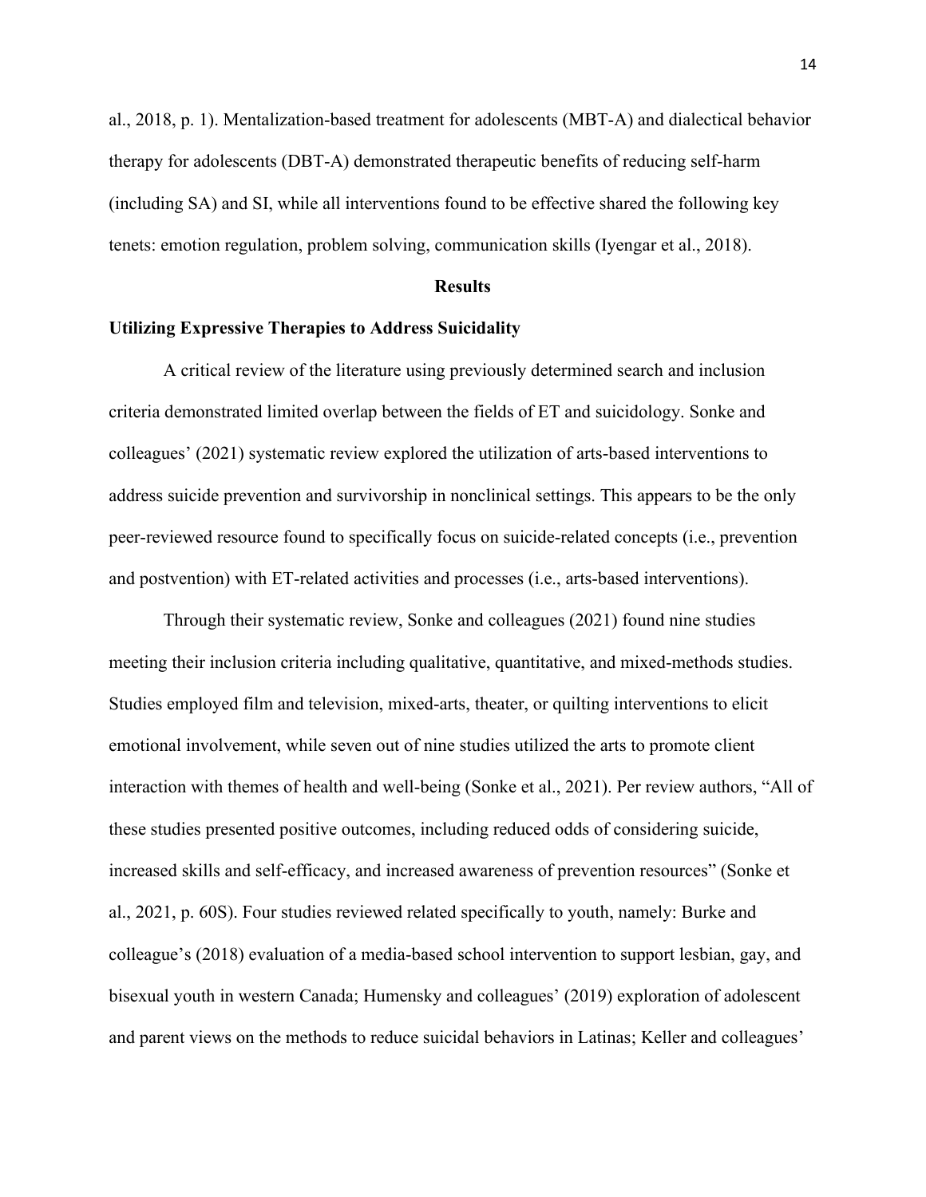al., 2018, p. 1). Mentalization-based treatment for adolescents (MBT-A) and dialectical behavior therapy for adolescents (DBT-A) demonstrated therapeutic benefits of reducing self-harm (including SA) and SI, while all interventions found to be effective shared the following key tenets: emotion regulation, problem solving, communication skills (Iyengar et al., 2018).

## Results

### Utilizing Expressive Therapies to Address Suicidality

A critical review of the literature using previously determined search and inclusion criteria demonstrated limited overlap between the fields of ET and suicidology. Sonke and colleagues' (2021) systematic review explored the utilization of arts-based interventions to address suicide prevention and survivorship in nonclinical settings. This appears to be the only peer-reviewed resource found to specifically focus on suicide-related concepts (i.e., prevention and postvention) with ET-related activities and processes (i.e., arts-based interventions).

Through their systematic review, Sonke and colleagues (2021) found nine studies meeting their inclusion criteria including qualitative, quantitative, and mixed-methods studies. Studies employed film and television, mixed-arts, theater, or quilting interventions to elicit emotional involvement, while seven out of nine studies utilized the arts to promote client interaction with themes of health and well-being (Sonke et al., 2021). Per review authors, "All of these studies presented positive outcomes, including reduced odds of considering suicide, increased skills and self-efficacy, and increased awareness of prevention resources" (Sonke et al., 2021, p. 60S). Four studies reviewed related specifically to youth, namely: Burke and colleague's (2018) evaluation of a media-based school intervention to support lesbian, gay, and bisexual youth in western Canada; Humensky and colleagues' (2019) exploration of adolescent and parent views on the methods to reduce suicidal behaviors in Latinas; Keller and colleagues'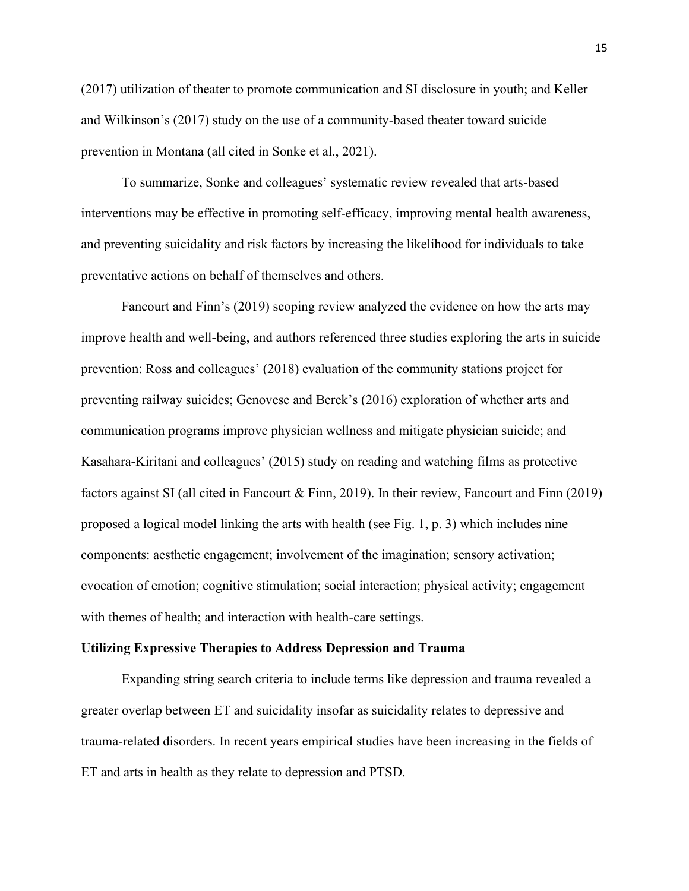(2017) utilization of theater to promote communication and SI disclosure in youth; and Keller and Wilkinson's (2017) study on the use of a community-based theater toward suicide prevention in Montana (all cited in Sonke et al., 2021).

To summarize, Sonke and colleagues' systematic review revealed that arts-based interventions may be effective in promoting self-efficacy, improving mental health awareness, and preventing suicidality and risk factors by increasing the likelihood for individuals to take preventative actions on behalf of themselves and others.

Fancourt and Finn's (2019) scoping review analyzed the evidence on how the arts may improve health and well-being, and authors referenced three studies exploring the arts in suicide prevention: Ross and colleagues' (2018) evaluation of the community stations project for preventing railway suicides; Genovese and Berek's (2016) exploration of whether arts and communication programs improve physician wellness and mitigate physician suicide; and Kasahara-Kiritani and colleagues' (2015) study on reading and watching films as protective factors against SI (all cited in Fancourt & Finn, 2019). In their review, Fancourt and Finn (2019) proposed a logical model linking the arts with health (see Fig. 1, p. 3) which includes nine components: aesthetic engagement; involvement of the imagination; sensory activation; evocation of emotion; cognitive stimulation; social interaction; physical activity; engagement with themes of health; and interaction with health-care settings.

**Utilizing Expressive Therapies to Address Depression and Trauma**

Expanding string search criteria to include terms like depression and trauma revealed a greater overlap between ET and suicidality insofar as suicidality relates to depressive and trauma-related disorders. In recent years empirical studies have been increasing in the fields of ET and arts in health as they relate to depression and PTSD.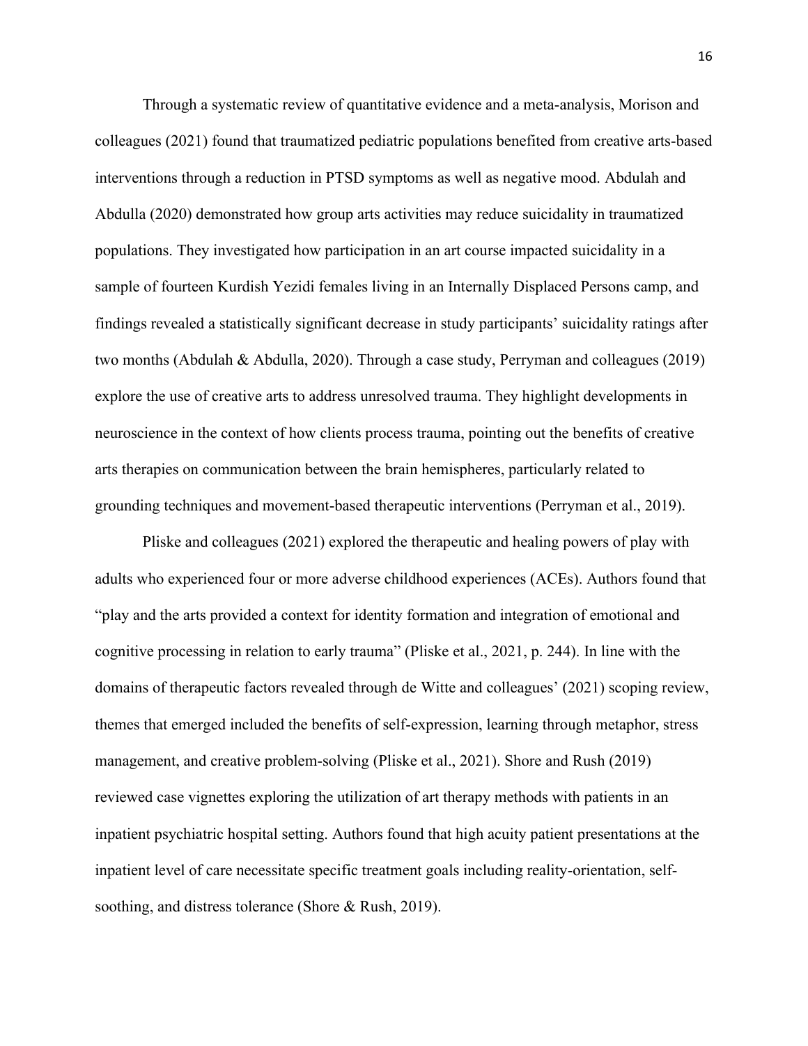Through a systematic review of quantitative evidence and a meta-analysis, Morison and colleagues (2021) found that traumatized pediatric populations benefited from creative arts-based interventions through a reduction in PTSD symptoms as well as negative mood. Abdulah and Abdulla (2020) demonstrated how group arts activities may reduce suicidality in traumatized populations. They investigated how participation in an art course impacted suicidality in a sample of fourteen Kurdish Yezidi females living in an Internally Displaced Persons camp, and findings revealed a statistically significant decrease in study participants' suicidality ratings after two months (Abdulah & Abdulla, 2020). Through a case study, Perryman and colleagues (2019) explore the use of creative arts to address unresolved trauma. They highlight developments in neuroscience in the context of how clients process trauma, pointing out the benefits of creative arts therapies on communication between the brain hemispheres, particularly related to grounding techniques and movement-based therapeutic interventions (Perryman et al., 2019).

Pliske and colleagues (2021) explored the therapeutic and healing powers of play with adults who experienced four or more adverse childhood experiences (ACEs). Authors found that "play and the arts provided a context for identity formation and integration of emotional and cognitive processing in relation to early trauma" (Pliske et al., 2021, p. 244). In line with the domains of therapeutic factors revealed through de Witte and colleagues' (2021) scoping review, themes that emerged included the benefits of self-expression, learning through metaphor, stress management, and creative problem-solving (Pliske et al., 2021). Shore and Rush (2019) reviewed case vignettes exploring the utilization of art therapy methods with patients in an inpatient psychiatric hospital setting. Authors found that high acuity patient presentations at the inpatient level of care necessitate specific treatment goals including reality-orientation, self-soothing, and distress tolerance (Shore & Rush, 2019).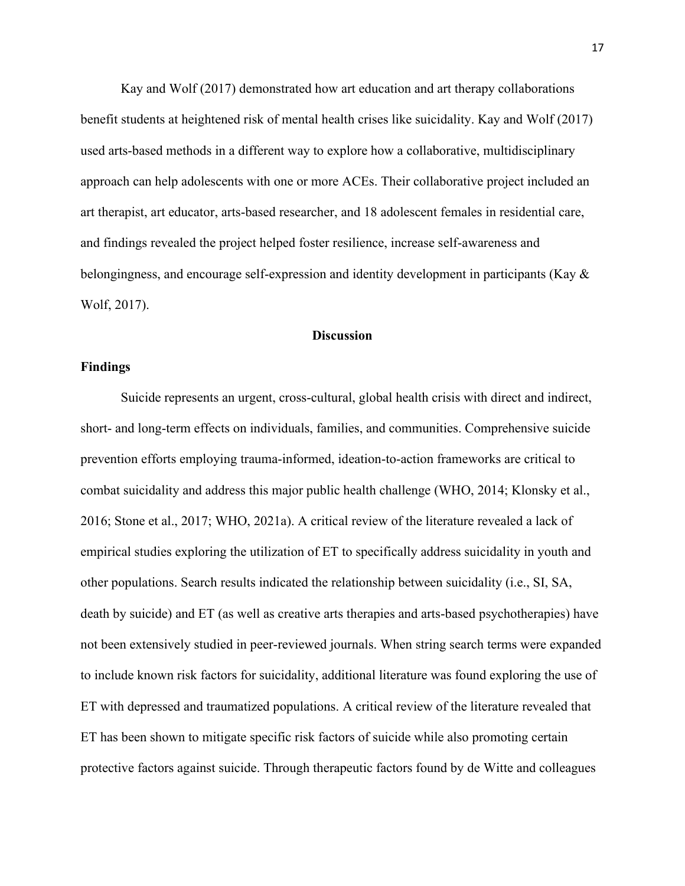Kay and Wolf (2017) demonstrated how art education and art therapy collaborations benefit students at heightened risk of mental health crises like suicidality. Kay and Wolf (2017) used arts-based methods in a different way to explore how a collaborative, multidisciplinary approach can help adolescents with one or more ACEs. Their collaborative project included an art therapist, art educator, arts-based researcher, and 18 adolescent females in residential care, and findings revealed the project helped foster resilience, increase self-awareness and belongingness, and encourage self-expression and identity development in participants (Kay & Wolf, 2017).

## Discussion

### Findings

Suicide represents an urgent, cross-cultural, global health crisis with direct and indirect, short- and long-term effects on individuals, families, and communities. Comprehensive suicide prevention efforts employing trauma-informed, ideation-to-action frameworks are critical to combat suicidality and address this major public health challenge (WHO, 2014; Klonsky et al., 2016; Stone et al., 2017; WHO, 2021a). A critical review of the literature revealed a lack of empirical studies exploring the utilization of ET to specifically address suicidality in youth and other populations. Search results indicated the relationship between suicidality (i.e., SI, SA, death by suicide) and ET (as well as creative arts therapies and arts-based psychotherapies) have not been extensively studied in peer-reviewed journals. When string search terms were expanded to include known risk factors for suicidality, additional literature was found exploring the use of ET with depressed and traumatized populations. A critical review of the literature revealed that ET has been shown to mitigate specific risk factors of suicide while also promoting certain protective factors against suicide. Through therapeutic factors found by de Witte and colleagues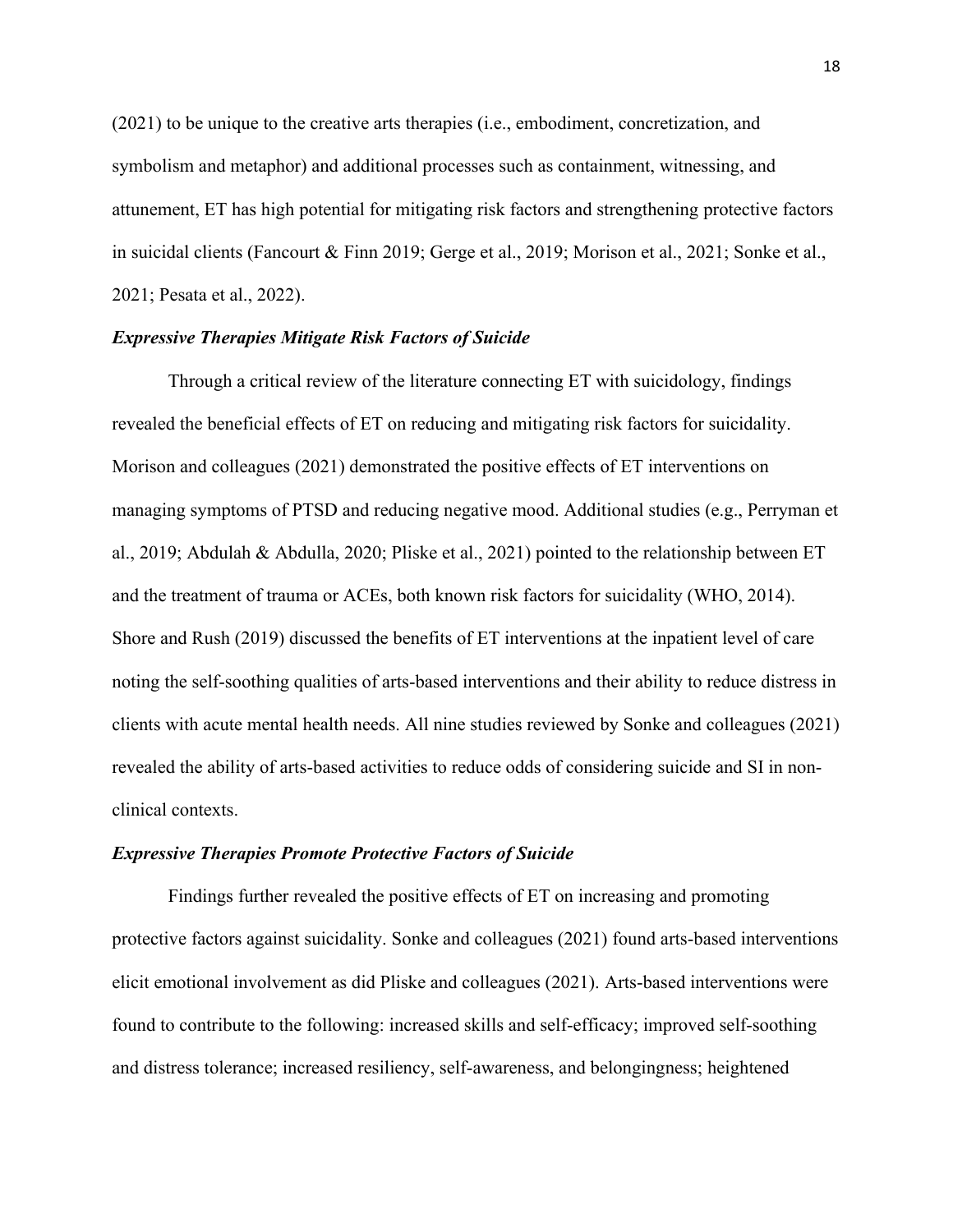(2021) to be unique to the creative arts therapies (i.e., embodiment, concretization, and symbolism and metaphor) and additional processes such as containment, witnessing, and attunement, ET has high potential for mitigating risk factors and strengthening protective factors in suicidal clients (Fancourt & Finn 2019; Gerge et al., 2019; Morison et al., 2021; Sonke et al., 2021; Pesata et al., 2022).

### *Expressive Therapies Mitigate Risk Factors of Suicide*

Through a critical review of the literature connecting ET with suicidology, findings revealed the beneficial effects of ET on reducing and mitigating risk factors for suicidality. Morison and colleagues (2021) demonstrated the positive effects of ET interventions on managing symptoms of PTSD and reducing negative mood. Additional studies (e.g., Perryman et al., 2019; Abdulah & Abdulla, 2020; Pliske et al., 2021) pointed to the relationship between ET and the treatment of trauma or ACEs, both known risk factors for suicidality (WHO, 2014). Shore and Rush (2019) discussed the benefits of ET interventions at the inpatient level of care noting the self-soothing qualities of arts-based interventions and their ability to reduce distress in clients with acute mental health needs. All nine studies reviewed by Sonke and colleagues (2021) revealed the ability of arts-based activities to reduce odds of considering suicide and SI in non-clinical contexts.

### *Expressive Therapies Promote Protective Factors of Suicide*

Findings further revealed the positive effects of ET on increasing and promoting protective factors against suicidality. Sonke and colleagues (2021) found arts-based interventions elicit emotional involvement as did Pliske and colleagues (2021). Arts-based interventions were found to contribute to the following: increased skills and self-efficacy; improved self-soothing and distress tolerance; increased resiliency, self-awareness, and belongingness; heightened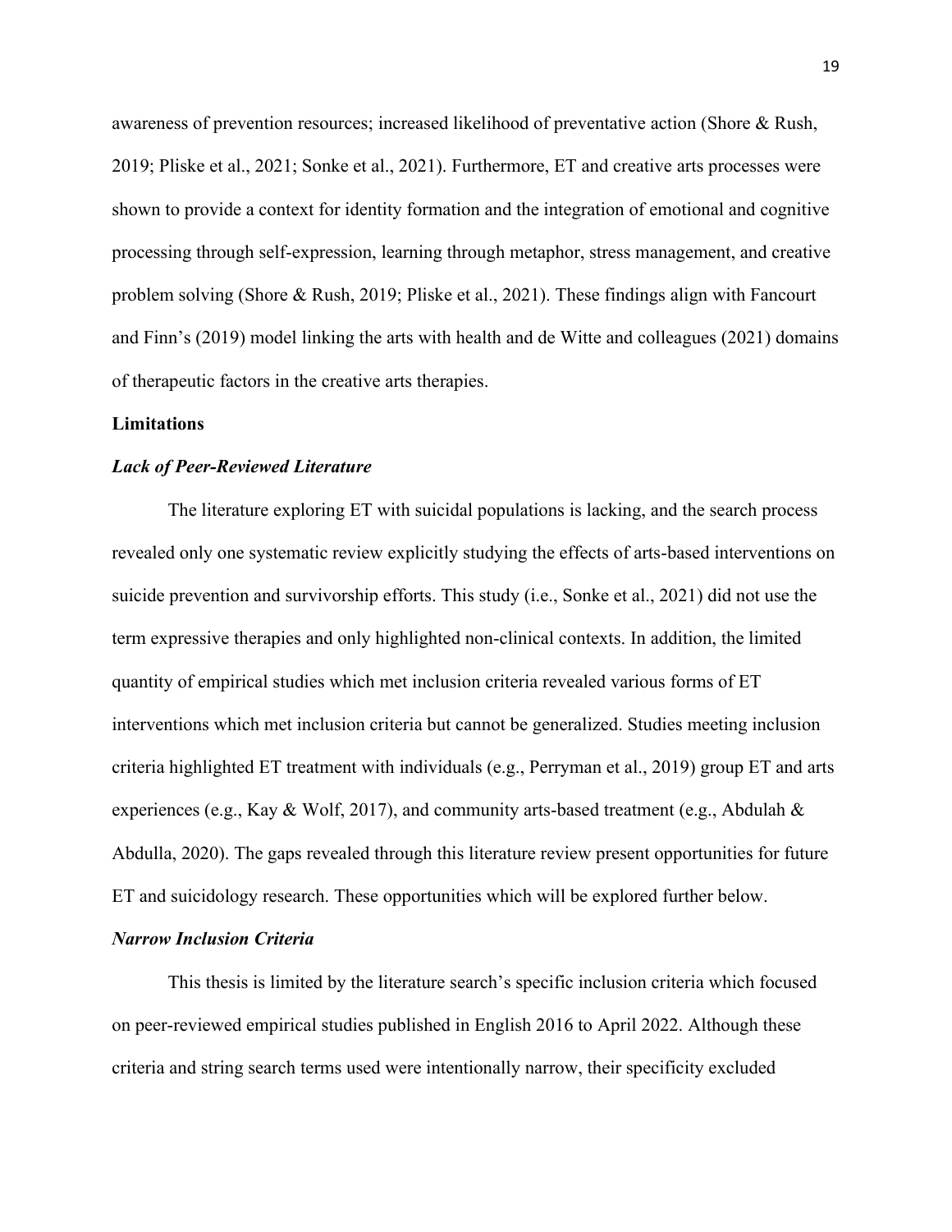awareness of prevention resources; increased likelihood of preventative action (Shore & Rush, 2019; Pliske et al., 2021; Sonke et al., 2021). Furthermore, ET and creative arts processes were shown to provide a context for identity formation and the integration of emotional and cognitive processing through self-expression, learning through metaphor, stress management, and creative problem solving (Shore & Rush, 2019; Pliske et al., 2021). These findings align with Fancourt and Finn's (2019) model linking the arts with health and de Witte and colleagues (2021) domains of therapeutic factors in the creative arts therapies.

## Limitations

### *Lack of Peer-Reviewed Literature*

The literature exploring ET with suicidal populations is lacking, and the search process revealed only one systematic review explicitly studying the effects of arts-based interventions on suicide prevention and survivorship efforts. This study (i.e., Sonke et al., 2021) did not use the term expressive therapies and only highlighted non-clinical contexts. In addition, the limited quantity of empirical studies which met inclusion criteria revealed various forms of ET interventions which met inclusion criteria but cannot be generalized. Studies meeting inclusion criteria highlighted ET treatment with individuals (e.g., Perryman et al., 2019) group ET and arts experiences (e.g., Kay & Wolf, 2017), and community arts-based treatment (e.g., Abdulah & Abdulla, 2020). The gaps revealed through this literature review present opportunities for future ET and suicidology research. These opportunities which will be explored further below.

### *Narrow Inclusion Criteria*

This thesis is limited by the literature search's specific inclusion criteria which focused on peer-reviewed empirical studies published in English 2016 to April 2022. Although these criteria and string search terms used were intentionally narrow, their specificity excluded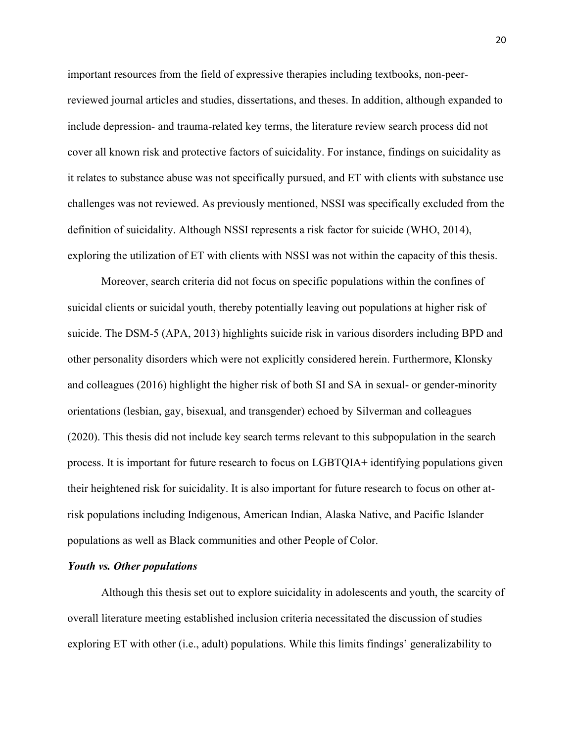important resources from the field of expressive therapies including textbooks, non-peer-reviewed journal articles and studies, dissertations, and theses. In addition, although expanded to include depression- and trauma-related key terms, the literature review search process did not cover all known risk and protective factors of suicidality. For instance, findings on suicidality as it relates to substance abuse was not specifically pursued, and ET with clients with substance use challenges was not reviewed. As previously mentioned, NSSI was specifically excluded from the definition of suicidality. Although NSSI represents a risk factor for suicide (WHO, 2014), exploring the utilization of ET with clients with NSSI was not within the capacity of this thesis.

Moreover, search criteria did not focus on specific populations within the confines of suicidal clients or suicidal youth, thereby potentially leaving out populations at higher risk of suicide. The DSM-5 (APA, 2013) highlights suicide risk in various disorders including BPD and other personality disorders which were not explicitly considered herein. Furthermore, Klonsky and colleagues (2016) highlight the higher risk of both SI and SA in sexual- or gender-minority orientations (lesbian, gay, bisexual, and transgender) echoed by Silverman and colleagues (2020). This thesis did not include key search terms relevant to this subpopulation in the search process. It is important for future research to focus on LGBTQIA+ identifying populations given their heightened risk for suicidality. It is also important for future research to focus on other at-risk populations including Indigenous, American Indian, Alaska Native, and Pacific Islander populations as well as Black communities and other People of Color.

### ***Youth vs. Other populations***

Although this thesis set out to explore suicidality in adolescents and youth, the scarcity of overall literature meeting established inclusion criteria necessitated the discussion of studies exploring ET with other (i.e., adult) populations. While this limits findings' generalizability to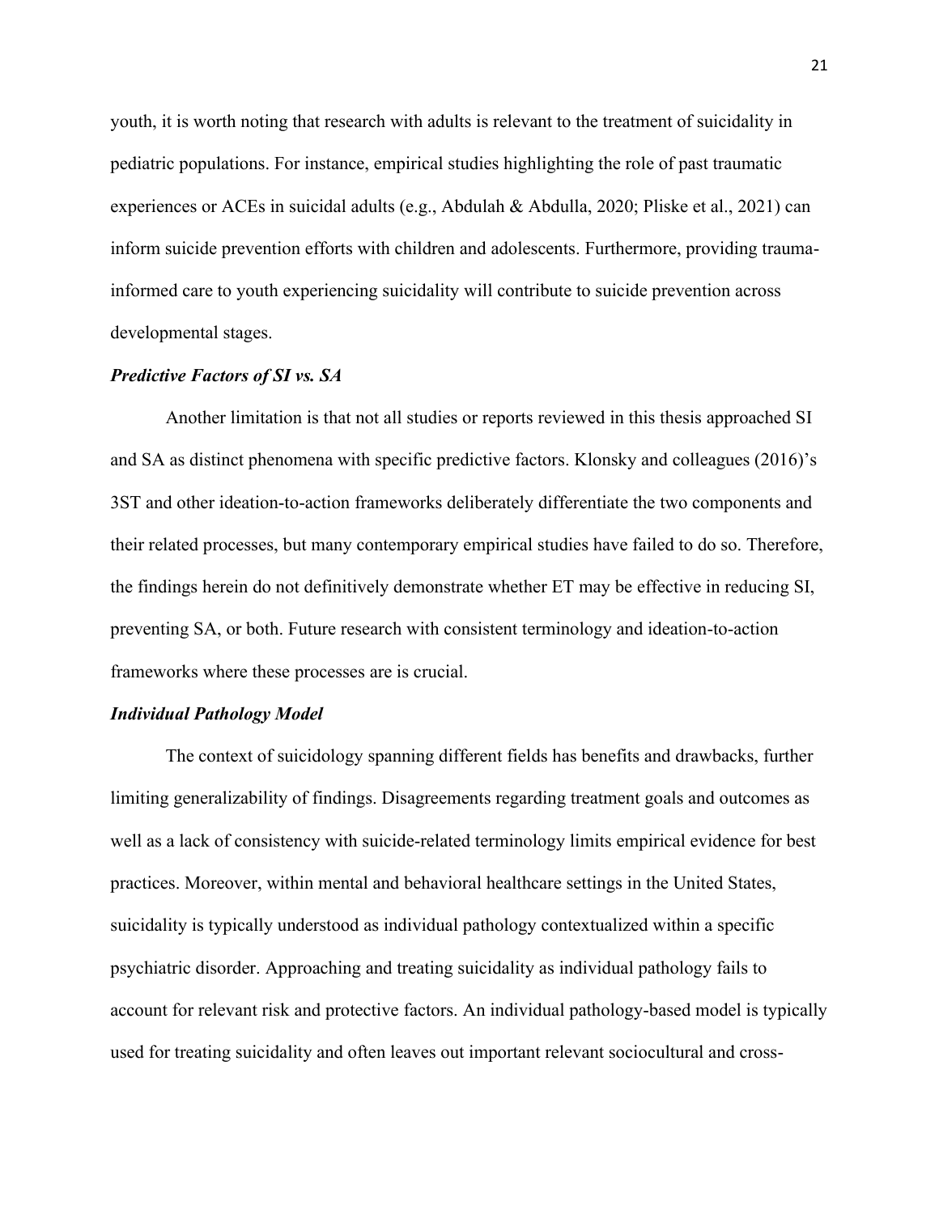youth, it is worth noting that research with adults is relevant to the treatment of suicidality in pediatric populations. For instance, empirical studies highlighting the role of past traumatic experiences or ACEs in suicidal adults (e.g., Abdulah & Abdulla, 2020; Pliske et al., 2021) can inform suicide prevention efforts with children and adolescents. Furthermore, providing trauma-informed care to youth experiencing suicidality will contribute to suicide prevention across developmental stages.

### *Predictive Factors of SI vs. SA*

Another limitation is that not all studies or reports reviewed in this thesis approached SI and SA as distinct phenomena with specific predictive factors. Klonsky and colleagues (2016)'s 3ST and other ideation-to-action frameworks deliberately differentiate the two components and their related processes, but many contemporary empirical studies have failed to do so. Therefore, the findings herein do not definitively demonstrate whether ET may be effective in reducing SI, preventing SA, or both. Future research with consistent terminology and ideation-to-action frameworks where these processes are is crucial.

### *Individual Pathology Model*

The context of suicidology spanning different fields has benefits and drawbacks, further limiting generalizability of findings. Disagreements regarding treatment goals and outcomes as well as a lack of consistency with suicide-related terminology limits empirical evidence for best practices. Moreover, within mental and behavioral healthcare settings in the United States, suicidality is typically understood as individual pathology contextualized within a specific psychiatric disorder. Approaching and treating suicidality as individual pathology fails to account for relevant risk and protective factors. An individual pathology-based model is typically used for treating suicidality and often leaves out important relevant sociocultural and cross-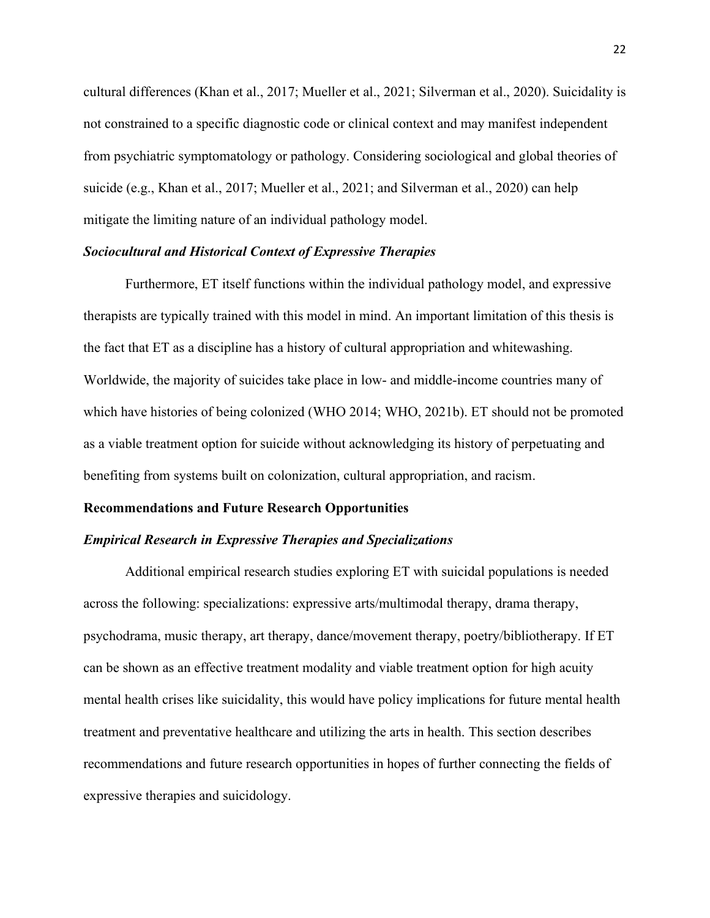cultural differences (Khan et al., 2017; Mueller et al., 2021; Silverman et al., 2020). Suicidality is not constrained to a specific diagnostic code or clinical context and may manifest independent from psychiatric symptomatology or pathology. Considering sociological and global theories of suicide (e.g., Khan et al., 2017; Mueller et al., 2021; and Silverman et al., 2020) can help mitigate the limiting nature of an individual pathology model.

### *Sociocultural and Historical Context of Expressive Therapies*

Furthermore, ET itself functions within the individual pathology model, and expressive therapists are typically trained with this model in mind. An important limitation of this thesis is the fact that ET as a discipline has a history of cultural appropriation and whitewashing. Worldwide, the majority of suicides take place in low- and middle-income countries many of which have histories of being colonized (WHO 2014; WHO, 2021b). ET should not be promoted as a viable treatment option for suicide without acknowledging its history of perpetuating and benefiting from systems built on colonization, cultural appropriation, and racism.

## Recommendations and Future Research Opportunities

### *Empirical Research in Expressive Therapies and Specializations*

Additional empirical research studies exploring ET with suicidal populations is needed across the following: specializations: expressive arts/multimodal therapy, drama therapy, psychodrama, music therapy, art therapy, dance/movement therapy, poetry/bibliotherapy. If ET can be shown as an effective treatment modality and viable treatment option for high acuity mental health crises like suicidality, this would have policy implications for future mental health treatment and preventative healthcare and utilizing the arts in health. This section describes recommendations and future research opportunities in hopes of further connecting the fields of expressive therapies and suicidology.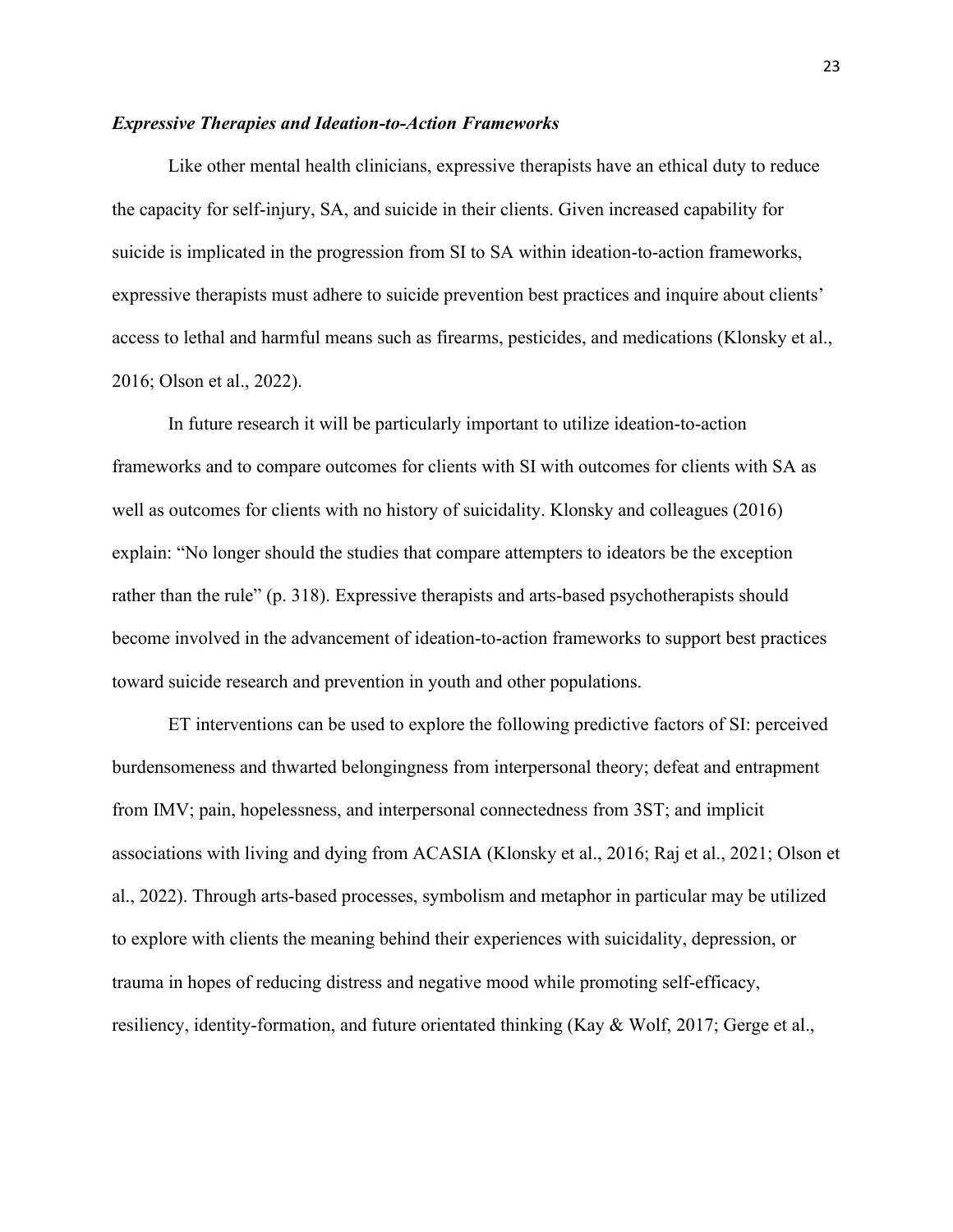### *Expressive Therapies and Ideation-to-Action Frameworks*

Like other mental health clinicians, expressive therapists have an ethical duty to reduce the capacity for self-injury, SA, and suicide in their clients. Given increased capability for suicide is implicated in the progression from SI to SA within ideation-to-action frameworks, expressive therapists must adhere to suicide prevention best practices and inquire about clients' access to lethal and harmful means such as firearms, pesticides, and medications (Klonsky et al., 2016; Olson et al., 2022).

In future research it will be particularly important to utilize ideation-to-action frameworks and to compare outcomes for clients with SI with outcomes for clients with SA as well as outcomes for clients with no history of suicidality. Klonsky and colleagues (2016) explain: "No longer should the studies that compare attempters to ideators be the exception rather than the rule" (p. 318). Expressive therapists and arts-based psychotherapists should become involved in the advancement of ideation-to-action frameworks to support best practices toward suicide research and prevention in youth and other populations.

ET interventions can be used to explore the following predictive factors of SI: perceived burdensomeness and thwarted belongingness from interpersonal theory; defeat and entrapment from IMV; pain, hopelessness, and interpersonal connectedness from 3ST; and implicit associations with living and dying from ACASIA (Klonsky et al., 2016; Raj et al., 2021; Olson et al., 2022). Through arts-based processes, symbolism and metaphor in particular may be utilized to explore with clients the meaning behind their experiences with suicidality, depression, or trauma in hopes of reducing distress and negative mood while promoting self-efficacy, resiliency, identity-formation, and future orientated thinking (Kay & Wolf, 2017; Gerge et al.,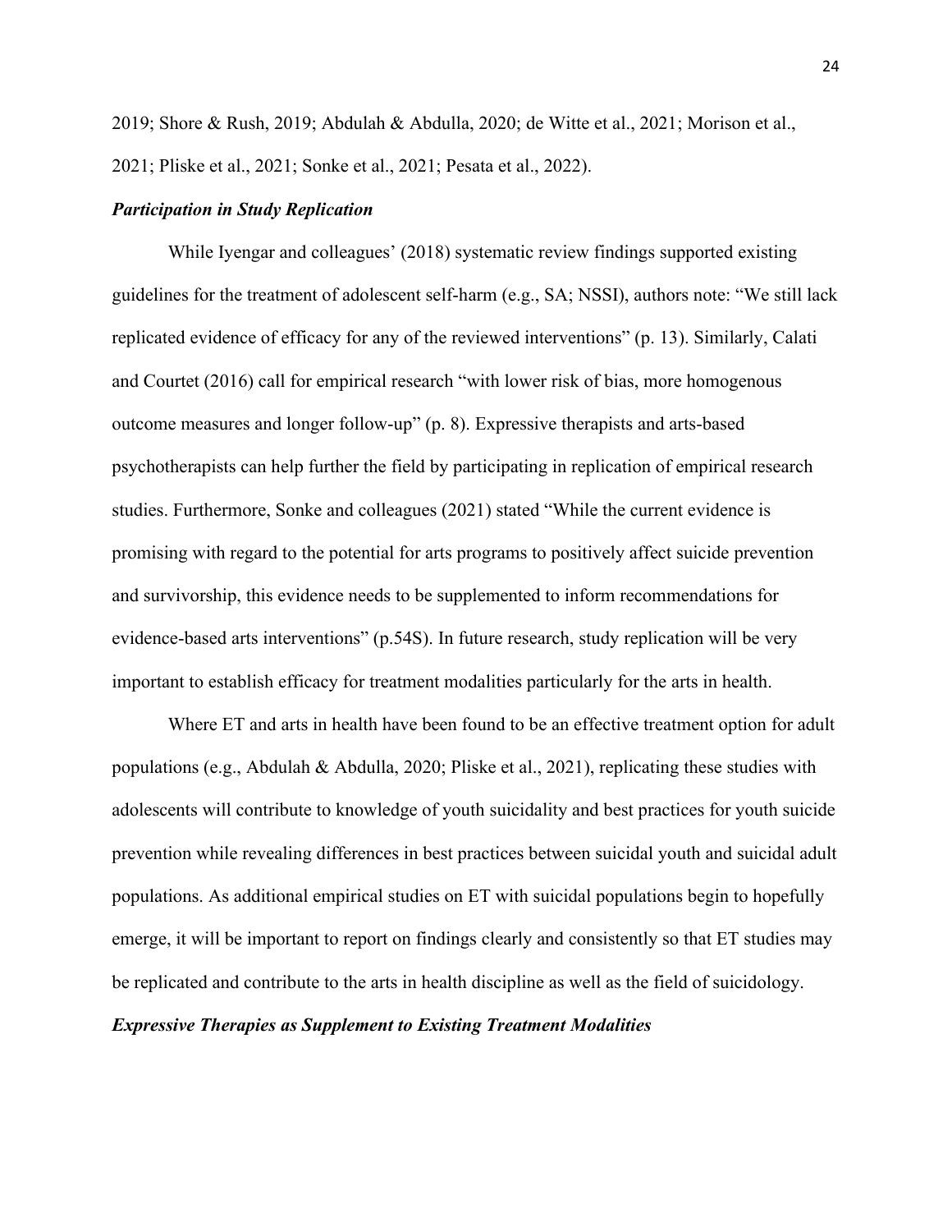2019; Shore & Rush, 2019; Abdulah & Abdulla, 2020; de Witte et al., 2021; Morison et al., 2021; Pliske et al., 2021; Sonke et al., 2021; Pesata et al., 2022).

### ***Participation in Study Replication***

While Iyengar and colleagues' (2018) systematic review findings supported existing guidelines for the treatment of adolescent self-harm (e.g., SA; NSSI), authors note: "We still lack replicated evidence of efficacy for any of the reviewed interventions" (p. 13). Similarly, Calati and Courtet (2016) call for empirical research "with lower risk of bias, more homogenous outcome measures and longer follow-up" (p. 8). Expressive therapists and arts-based psychotherapists can help further the field by participating in replication of empirical research studies. Furthermore, Sonke and colleagues (2021) stated "While the current evidence is promising with regard to the potential for arts programs to positively affect suicide prevention and survivorship, this evidence needs to be supplemented to inform recommendations for evidence-based arts interventions" (p.54S). In future research, study replication will be very important to establish efficacy for treatment modalities particularly for the arts in health.

Where ET and arts in health have been found to be an effective treatment option for adult populations (e.g., Abdulah & Abdulla, 2020; Pliske et al., 2021), replicating these studies with adolescents will contribute to knowledge of youth suicidality and best practices for youth suicide prevention while revealing differences in best practices between suicidal youth and suicidal adult populations. As additional empirical studies on ET with suicidal populations begin to hopefully emerge, it will be important to report on findings clearly and consistently so that ET studies may be replicated and contribute to the arts in health discipline as well as the field of suicidology.

### ***Expressive Therapies as Supplement to Existing Treatment Modalities***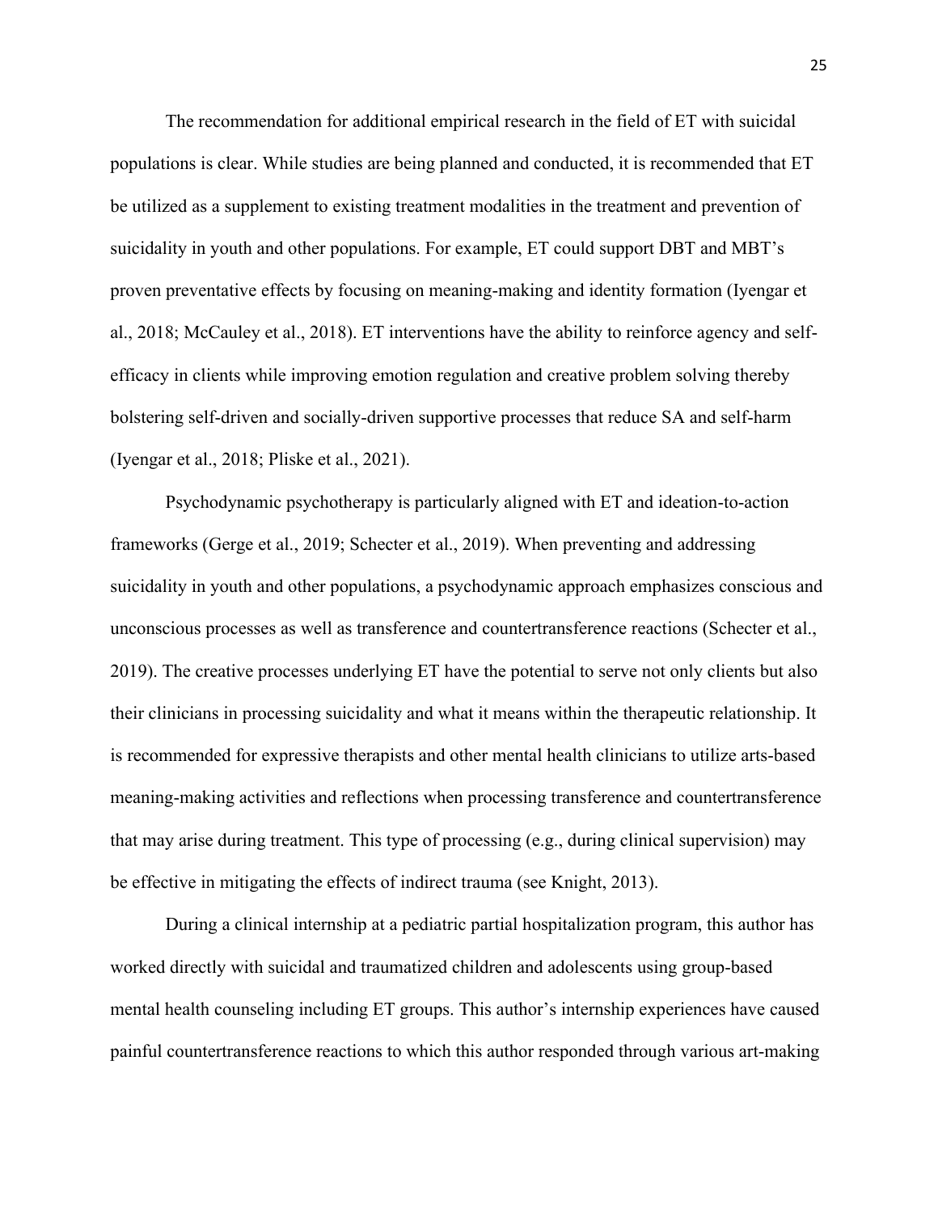The recommendation for additional empirical research in the field of ET with suicidal populations is clear. While studies are being planned and conducted, it is recommended that ET be utilized as a supplement to existing treatment modalities in the treatment and prevention of suicidality in youth and other populations. For example, ET could support DBT and MBT's proven preventative effects by focusing on meaning-making and identity formation (Iyengar et al., 2018; McCauley et al., 2018). ET interventions have the ability to reinforce agency and self-efficacy in clients while improving emotion regulation and creative problem solving thereby bolstering self-driven and socially-driven supportive processes that reduce SA and self-harm (Iyengar et al., 2018; Pliske et al., 2021).

Psychodynamic psychotherapy is particularly aligned with ET and ideation-to-action frameworks (Gerge et al., 2019; Schecter et al., 2019). When preventing and addressing suicidality in youth and other populations, a psychodynamic approach emphasizes conscious and unconscious processes as well as transference and countertransference reactions (Schecter et al., 2019). The creative processes underlying ET have the potential to serve not only clients but also their clinicians in processing suicidality and what it means within the therapeutic relationship. It is recommended for expressive therapists and other mental health clinicians to utilize arts-based meaning-making activities and reflections when processing transference and countertransference that may arise during treatment. This type of processing (e.g., during clinical supervision) may be effective in mitigating the effects of indirect trauma (see Knight, 2013).

During a clinical internship at a pediatric partial hospitalization program, this author has worked directly with suicidal and traumatized children and adolescents using group-based mental health counseling including ET groups. This author's internship experiences have caused painful countertransference reactions to which this author responded through various art-making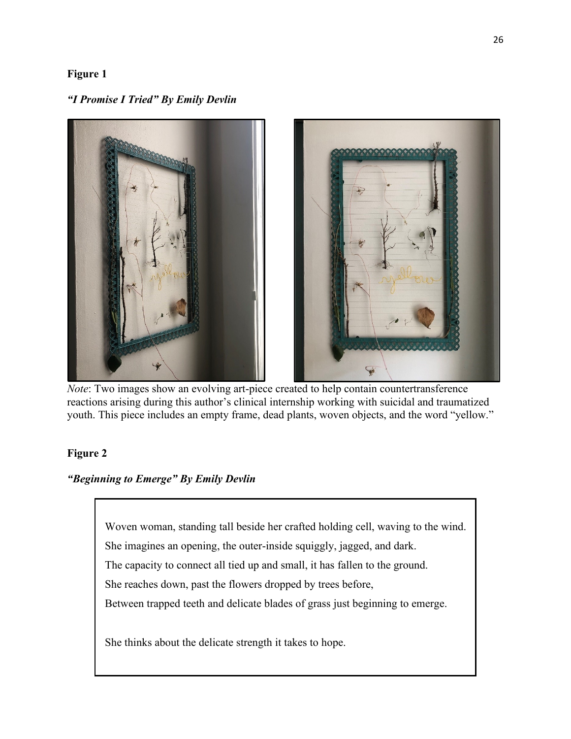**Figure 1**

***"I Promise I Tried" By Emily Devlin***

*Note*: Two images show an evolving art-piece created to help contain countertransference reactions arising during this author's clinical internship working with suicidal and traumatized youth. This piece includes an empty frame, dead plants, woven objects, and the word "yellow."

**Figure 2**

***"Beginning to Emerge" By Emily Devlin***

Woven woman, standing tall beside her crafted holding cell, waving to the wind.
She imagines an opening, the outer-inside squiggly, jagged, and dark.
The capacity to connect all tied up and small, it has fallen to the ground.
She reaches down, past the flowers dropped by trees before,
Between trapped teeth and delicate blades of grass just beginning to emerge.

She thinks about the delicate strength it takes to hope.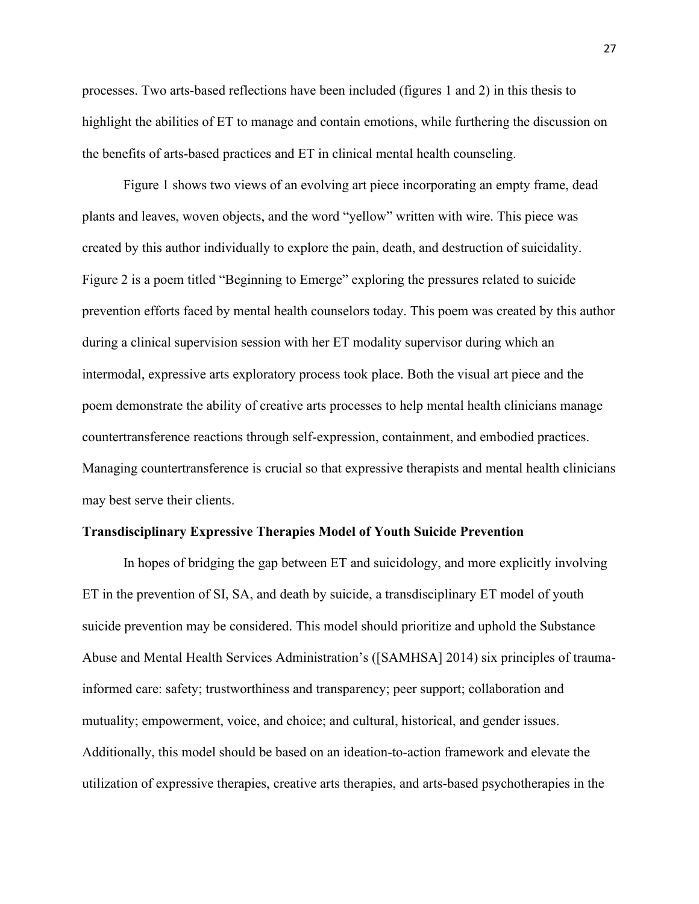processes. Two arts-based reflections have been included (figures 1 and 2) in this thesis to highlight the abilities of ET to manage and contain emotions, while furthering the discussion on the benefits of arts-based practices and ET in clinical mental health counseling.

Figure 1 shows two views of an evolving art piece incorporating an empty frame, dead plants and leaves, woven objects, and the word "yellow" written with wire. This piece was created by this author individually to explore the pain, death, and destruction of suicidality. Figure 2 is a poem titled "Beginning to Emerge" exploring the pressures related to suicide prevention efforts faced by mental health counselors today. This poem was created by this author during a clinical supervision session with her ET modality supervisor during which an intermodal, expressive arts exploratory process took place. Both the visual art piece and the poem demonstrate the ability of creative arts processes to help mental health clinicians manage countertransference reactions through self-expression, containment, and embodied practices. Managing countertransference is crucial so that expressive therapists and mental health clinicians may best serve their clients.

**Transdisciplinary Expressive Therapies Model of Youth Suicide Prevention**

In hopes of bridging the gap between ET and suicidology, and more explicitly involving ET in the prevention of SI, SA, and death by suicide, a transdisciplinary ET model of youth suicide prevention may be considered. This model should prioritize and uphold the Substance Abuse and Mental Health Services Administration's ([SAMHSA] 2014) six principles of trauma-informed care: safety; trustworthiness and transparency; peer support; collaboration and mutuality; empowerment, voice, and choice; and cultural, historical, and gender issues. Additionally, this model should be based on an ideation-to-action framework and elevate the utilization of expressive therapies, creative arts therapies, and arts-based psychotherapies in the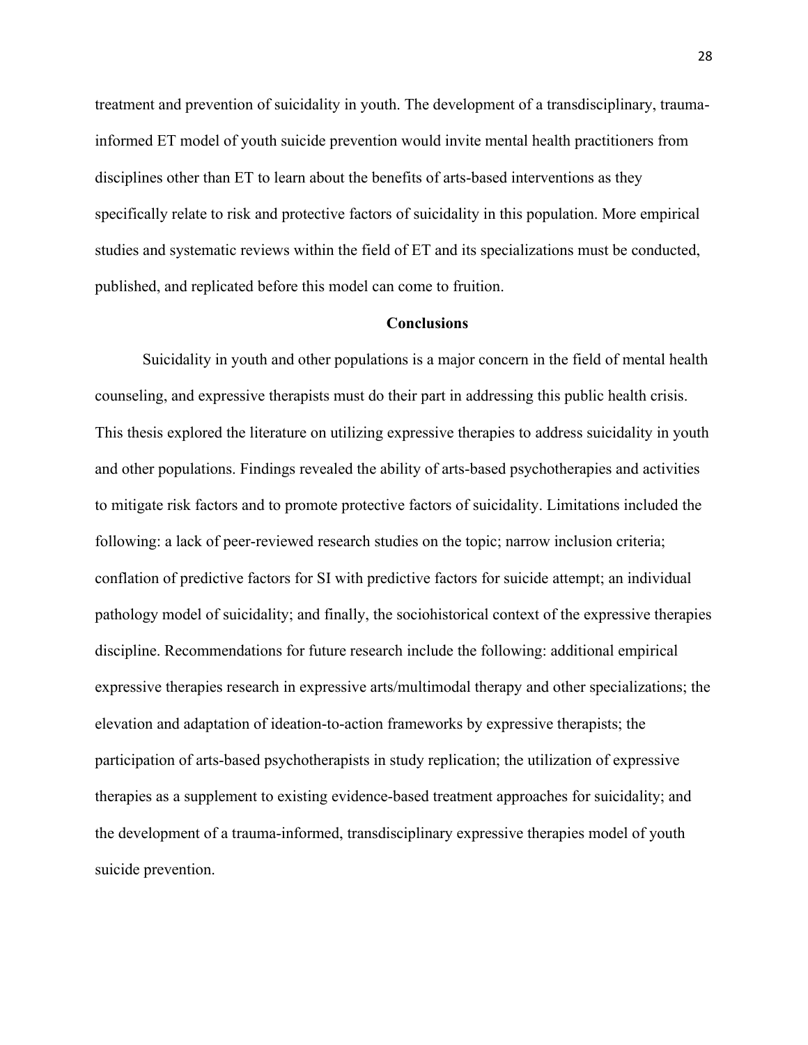treatment and prevention of suicidality in youth. The development of a transdisciplinary, trauma-informed ET model of youth suicide prevention would invite mental health practitioners from disciplines other than ET to learn about the benefits of arts-based interventions as they specifically relate to risk and protective factors of suicidality in this population. More empirical studies and systematic reviews within the field of ET and its specializations must be conducted, published, and replicated before this model can come to fruition.

## Conclusions

Suicidality in youth and other populations is a major concern in the field of mental health counseling, and expressive therapists must do their part in addressing this public health crisis. This thesis explored the literature on utilizing expressive therapies to address suicidality in youth and other populations. Findings revealed the ability of arts-based psychotherapies and activities to mitigate risk factors and to promote protective factors of suicidality. Limitations included the following: a lack of peer-reviewed research studies on the topic; narrow inclusion criteria; conflation of predictive factors for SI with predictive factors for suicide attempt; an individual pathology model of suicidality; and finally, the sociohistorical context of the expressive therapies discipline. Recommendations for future research include the following: additional empirical expressive therapies research in expressive arts/multimodal therapy and other specializations; the elevation and adaptation of ideation-to-action frameworks by expressive therapists; the participation of arts-based psychotherapists in study replication; the utilization of expressive therapies as a supplement to existing evidence-based treatment approaches for suicidality; and the development of a trauma-informed, transdisciplinary expressive therapies model of youth suicide prevention.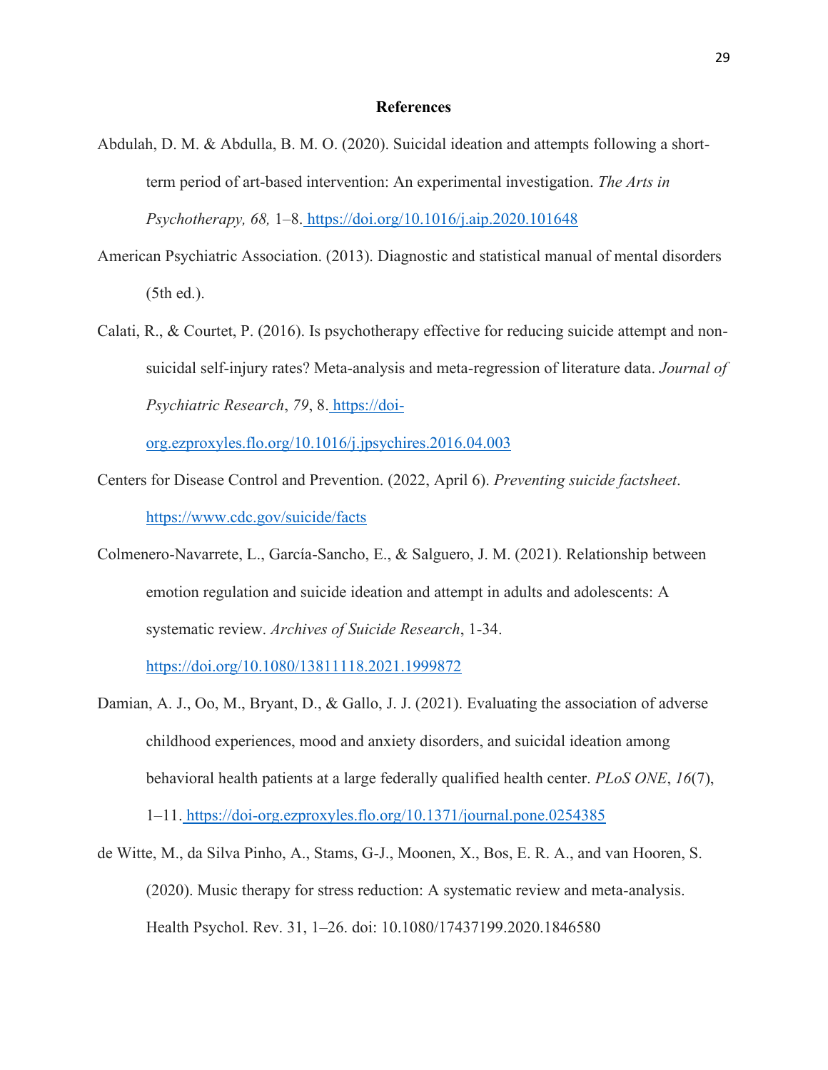# References

Abdulah, D. M. & Abdulla, B. M. O. (2020). Suicidal ideation and attempts following a short-term period of art-based intervention: An experimental investigation. *The Arts in Psychotherapy, 68,* 1–8. https://doi.org/10.1016/j.aip.2020.101648

American Psychiatric Association. (2013). Diagnostic and statistical manual of mental disorders (5th ed.).

Calati, R., & Courtet, P. (2016). Is psychotherapy effective for reducing suicide attempt and non-suicidal self-injury rates? Meta-analysis and meta-regression of literature data. *Journal of Psychiatric Research*, *79*, 8. https://doi-org.ezproxyles.flo.org/10.1016/j.jpsychires.2016.04.003

Centers for Disease Control and Prevention. (2022, April 6). *Preventing suicide factsheet*. https://www.cdc.gov/suicide/facts

Colmenero-Navarrete, L., García-Sancho, E., & Salguero, J. M. (2021). Relationship between emotion regulation and suicide ideation and attempt in adults and adolescents: A systematic review. *Archives of Suicide Research*, 1-34. https://doi.org/10.1080/13811118.2021.1999872

Damian, A. J., Oo, M., Bryant, D., & Gallo, J. J. (2021). Evaluating the association of adverse childhood experiences, mood and anxiety disorders, and suicidal ideation among behavioral health patients at a large federally qualified health center. *PLoS ONE*, *16*(7), 1–11. https://doi-org.ezproxyles.flo.org/10.1371/journal.pone.0254385

de Witte, M., da Silva Pinho, A., Stams, G-J., Moonen, X., Bos, E. R. A., and van Hooren, S. (2020). Music therapy for stress reduction: A systematic review and meta-analysis. Health Psychol. Rev. 31, 1–26. doi: 10.1080/17437199.2020.1846580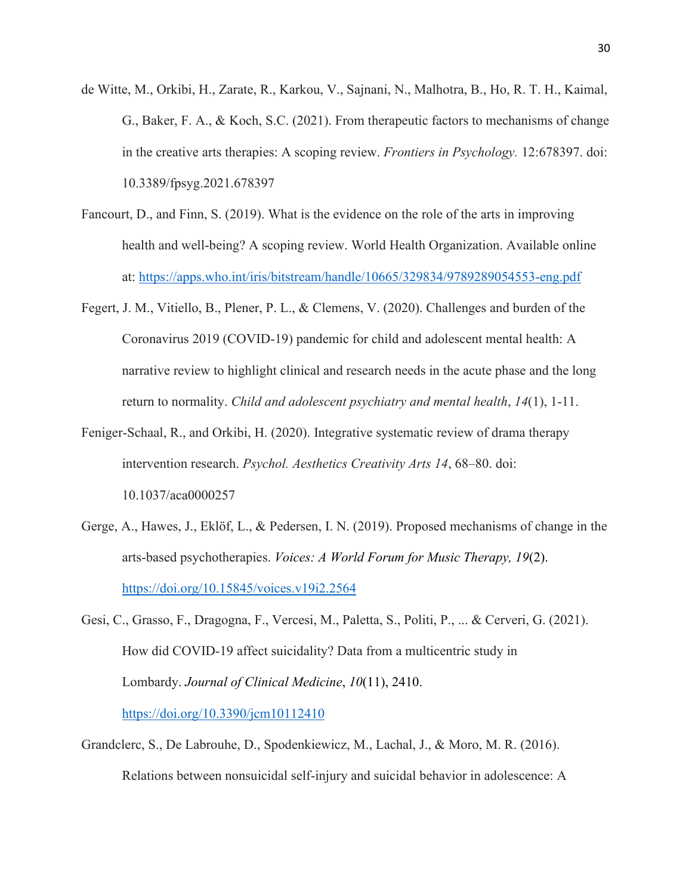de Witte, M., Orkibi, H., Zarate, R., Karkou, V., Sajnani, N., Malhotra, B., Ho, R. T. H., Kaimal, G., Baker, F. A., & Koch, S.C. (2021). From therapeutic factors to mechanisms of change in the creative arts therapies: A scoping review. *Frontiers in Psychology.* 12:678397. doi: 10.3389/fpsyg.2021.678397

Fancourt, D., and Finn, S. (2019). What is the evidence on the role of the arts in improving health and well-being? A scoping review. World Health Organization. Available online at: https://apps.who.int/iris/bitstream/handle/10665/329834/9789289054553-eng.pdf

Fegert, J. M., Vitiello, B., Plener, P. L., & Clemens, V. (2020). Challenges and burden of the Coronavirus 2019 (COVID-19) pandemic for child and adolescent mental health: A narrative review to highlight clinical and research needs in the acute phase and the long return to normality. *Child and adolescent psychiatry and mental health*, *14*(1), 1-11.

Feniger-Schaal, R., and Orkibi, H. (2020). Integrative systematic review of drama therapy intervention research. *Psychol. Aesthetics Creativity Arts 14*, 68–80. doi: 10.1037/aca0000257

Gerge, A., Hawes, J., Eklöf, L., & Pedersen, I. N. (2019). Proposed mechanisms of change in the arts-based psychotherapies. *Voices: A World Forum for Music Therapy, 19*(2). https://doi.org/10.15845/voices.v19i2.2564

Gesi, C., Grasso, F., Dragogna, F., Vercesi, M., Paletta, S., Politi, P., ... & Cerveri, G. (2021). How did COVID-19 affect suicidality? Data from a multicentric study in Lombardy. *Journal of Clinical Medicine*, *10*(11), 2410. https://doi.org/10.3390/jcm10112410

Grandclerc, S., De Labrouhe, D., Spodenkiewicz, M., Lachal, J., & Moro, M. R. (2016). Relations between nonsuicidal self-injury and suicidal behavior in adolescence: A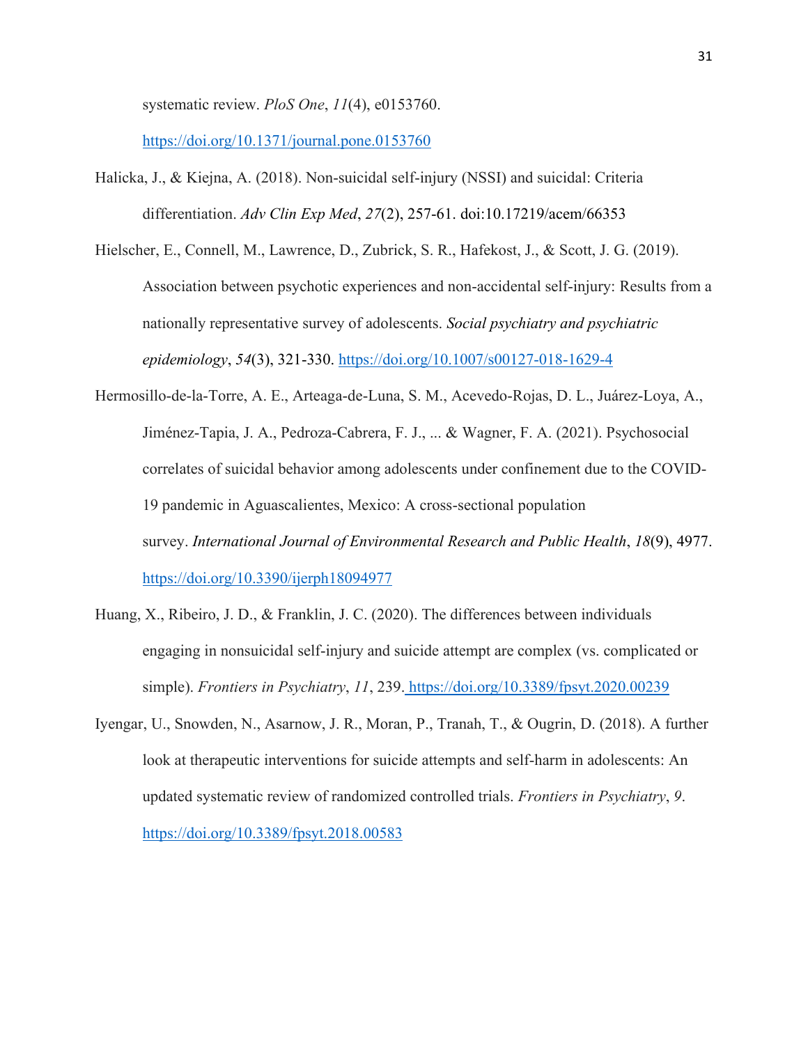systematic review. *PloS One*, *11*(4), e0153760. https://doi.org/10.1371/journal.pone.0153760

Halicka, J., & Kiejna, A. (2018). Non-suicidal self-injury (NSSI) and suicidal: Criteria differentiation. *Adv Clin Exp Med*, *27*(2), 257-61. doi:10.17219/acem/66353

Hielscher, E., Connell, M., Lawrence, D., Zubrick, S. R., Hafekost, J., & Scott, J. G. (2019). Association between psychotic experiences and non-accidental self-injury: Results from a nationally representative survey of adolescents. *Social psychiatry and psychiatric epidemiology*, *54*(3), 321-330. https://doi.org/10.1007/s00127-018-1629-4

Hermosillo-de-la-Torre, A. E., Arteaga-de-Luna, S. M., Acevedo-Rojas, D. L., Juárez-Loya, A., Jiménez-Tapia, J. A., Pedroza-Cabrera, F. J., ... & Wagner, F. A. (2021). Psychosocial correlates of suicidal behavior among adolescents under confinement due to the COVID-19 pandemic in Aguascalientes, Mexico: A cross-sectional population survey. *International Journal of Environmental Research and Public Health*, *18*(9), 4977. https://doi.org/10.3390/ijerph18094977

Huang, X., Ribeiro, J. D., & Franklin, J. C. (2020). The differences between individuals engaging in nonsuicidal self-injury and suicide attempt are complex (vs. complicated or simple). *Frontiers in Psychiatry*, *11*, 239. https://doi.org/10.3389/fpsyt.2020.00239

Iyengar, U., Snowden, N., Asarnow, J. R., Moran, P., Tranah, T., & Ougrin, D. (2018). A further look at therapeutic interventions for suicide attempts and self-harm in adolescents: An updated systematic review of randomized controlled trials. *Frontiers in Psychiatry*, *9*. https://doi.org/10.3389/fpsyt.2018.00583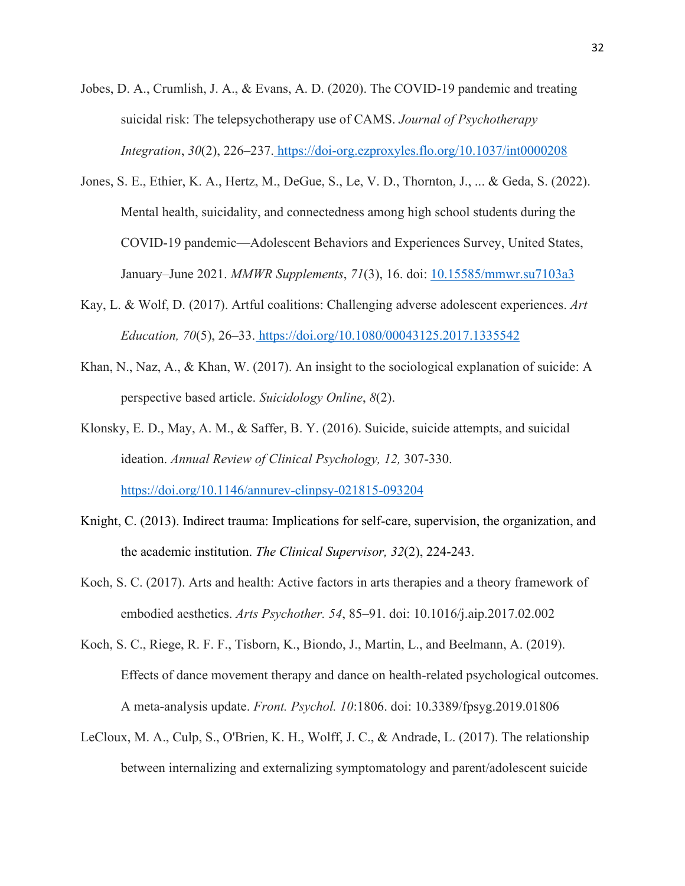Jobes, D. A., Crumlish, J. A., & Evans, A. D. (2020). The COVID-19 pandemic and treating suicidal risk: The telepsychotherapy use of CAMS. *Journal of Psychotherapy Integration*, *30*(2), 226–237. https://doi-org.ezproxyles.flo.org/10.1037/int0000208

Jones, S. E., Ethier, K. A., Hertz, M., DeGue, S., Le, V. D., Thornton, J., ... & Geda, S. (2022). Mental health, suicidality, and connectedness among high school students during the COVID-19 pandemic—Adolescent Behaviors and Experiences Survey, United States, January–June 2021. *MMWR Supplements*, *71*(3), 16. doi: 10.15585/mmwr.su7103a3

Kay, L. & Wolf, D. (2017). Artful coalitions: Challenging adverse adolescent experiences. *Art Education, 70*(5), 26–33. https://doi.org/10.1080/00043125.2017.1335542

Khan, N., Naz, A., & Khan, W. (2017). An insight to the sociological explanation of suicide: A perspective based article. *Suicidology Online*, *8*(2).

Klonsky, E. D., May, A. M., & Saffer, B. Y. (2016). Suicide, suicide attempts, and suicidal ideation. *Annual Review of Clinical Psychology, 12,* 307-330. https://doi.org/10.1146/annurev-clinpsy-021815-093204

Knight, C. (2013). Indirect trauma: Implications for self-care, supervision, the organization, and the academic institution. *The Clinical Supervisor, 32*(2), 224-243.

Koch, S. C. (2017). Arts and health: Active factors in arts therapies and a theory framework of embodied aesthetics. *Arts Psychother. 54*, 85–91. doi: 10.1016/j.aip.2017.02.002

Koch, S. C., Riege, R. F. F., Tisborn, K., Biondo, J., Martin, L., and Beelmann, A. (2019). Effects of dance movement therapy and dance on health-related psychological outcomes. A meta-analysis update. *Front. Psychol. 10*:1806. doi: 10.3389/fpsyg.2019.01806

LeCloux, M. A., Culp, S., O'Brien, K. H., Wolff, J. C., & Andrade, L. (2017). The relationship between internalizing and externalizing symptomatology and parent/adolescent suicide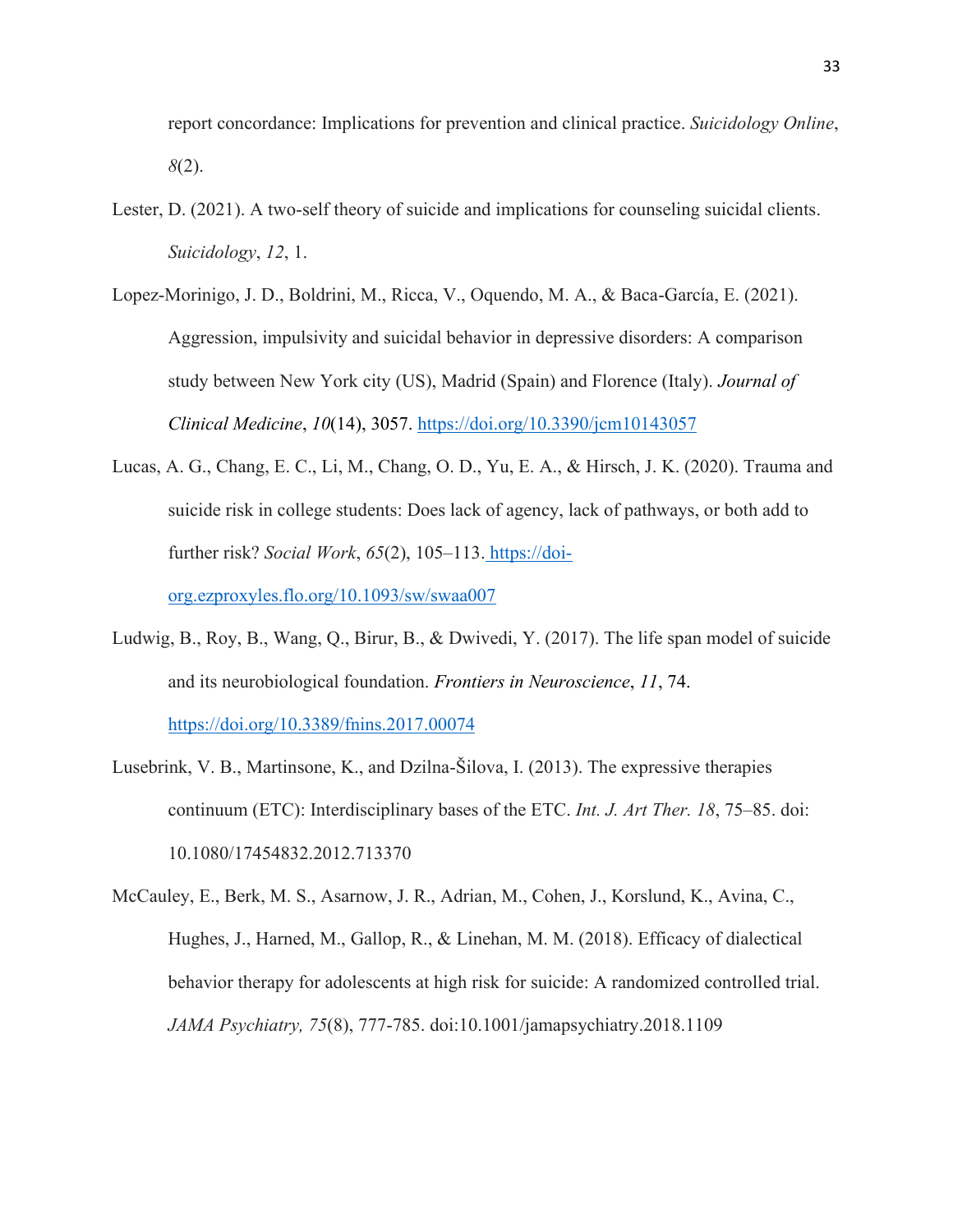report concordance: Implications for prevention and clinical practice. *Suicidology Online*, *8*(2).

Lester, D. (2021). A two-self theory of suicide and implications for counseling suicidal clients. *Suicidology*, *12*, 1.

Lopez-Morinigo, J. D., Boldrini, M., Ricca, V., Oquendo, M. A., & Baca-García, E. (2021). Aggression, impulsivity and suicidal behavior in depressive disorders: A comparison study between New York city (US), Madrid (Spain) and Florence (Italy). *Journal of Clinical Medicine*, *10*(14), 3057. https://doi.org/10.3390/jcm10143057

Lucas, A. G., Chang, E. C., Li, M., Chang, O. D., Yu, E. A., & Hirsch, J. K. (2020). Trauma and suicide risk in college students: Does lack of agency, lack of pathways, or both add to further risk? *Social Work*, *65*(2), 105–113. https://doi-org.ezproxyles.flo.org/10.1093/sw/swaa007

Ludwig, B., Roy, B., Wang, Q., Birur, B., & Dwivedi, Y. (2017). The life span model of suicide and its neurobiological foundation. *Frontiers in Neuroscience*, *11*, 74. https://doi.org/10.3389/fnins.2017.00074

Lusebrink, V. B., Martinsone, K., and Dzilna-Šilova, I. (2013). The expressive therapies continuum (ETC): Interdisciplinary bases of the ETC. *Int. J. Art Ther. 18*, 75–85. doi: 10.1080/17454832.2012.713370

McCauley, E., Berk, M. S., Asarnow, J. R., Adrian, M., Cohen, J., Korslund, K., Avina, C., Hughes, J., Harned, M., Gallop, R., & Linehan, M. M. (2018). Efficacy of dialectical behavior therapy for adolescents at high risk for suicide: A randomized controlled trial. *JAMA Psychiatry, 75*(8), 777-785. doi:10.1001/jamapsychiatry.2018.1109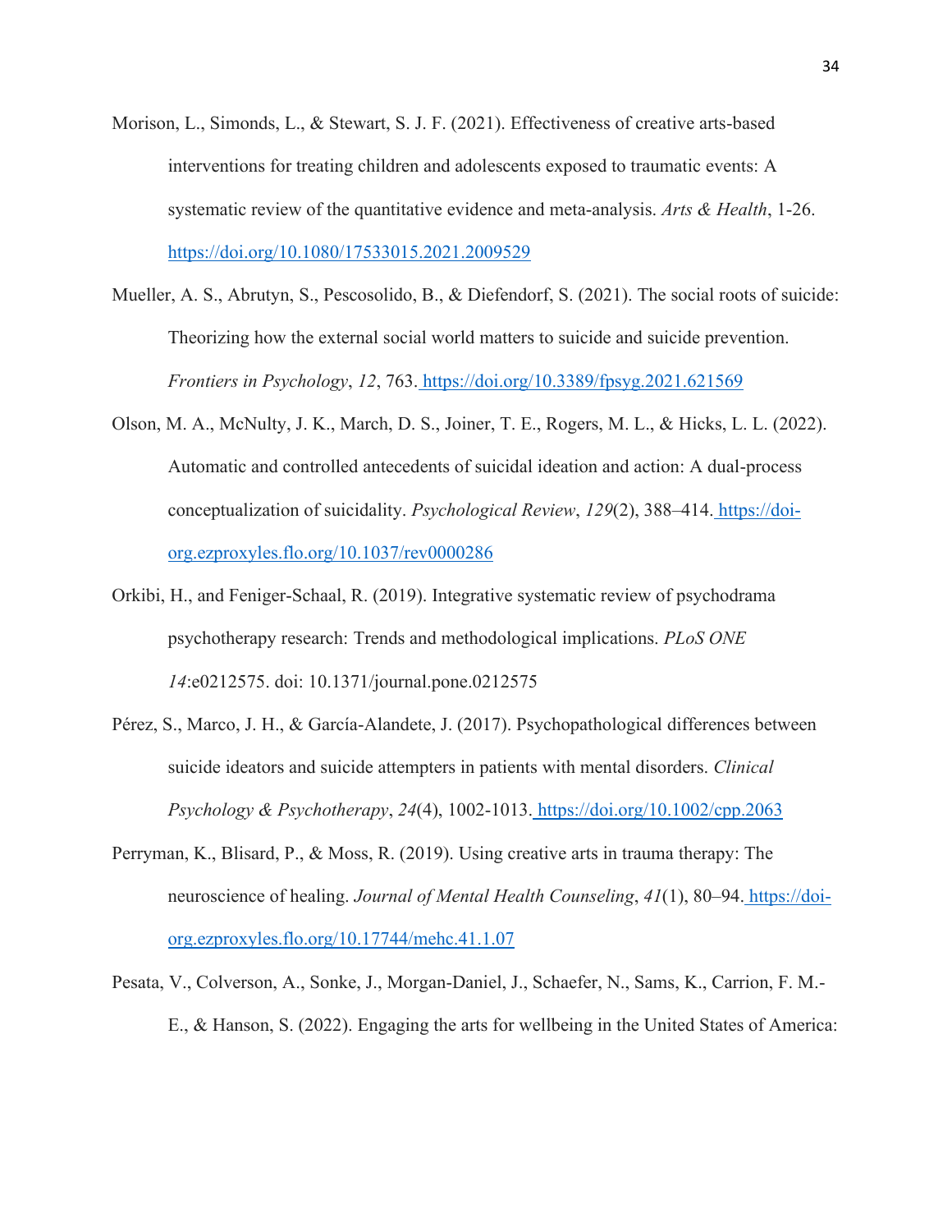Morison, L., Simonds, L., & Stewart, S. J. F. (2021). Effectiveness of creative arts-based interventions for treating children and adolescents exposed to traumatic events: A systematic review of the quantitative evidence and meta-analysis. *Arts & Health*, 1-26. https://doi.org/10.1080/17533015.2021.2009529

Mueller, A. S., Abrutyn, S., Pescosolido, B., & Diefendorf, S. (2021). The social roots of suicide: Theorizing how the external social world matters to suicide and suicide prevention. *Frontiers in Psychology*, *12*, 763. https://doi.org/10.3389/fpsyg.2021.621569

Olson, M. A., McNulty, J. K., March, D. S., Joiner, T. E., Rogers, M. L., & Hicks, L. L. (2022). Automatic and controlled antecedents of suicidal ideation and action: A dual-process conceptualization of suicidality. *Psychological Review*, *129*(2), 388–414. https://doi-org.ezproxyles.flo.org/10.1037/rev0000286

Orkibi, H., and Feniger-Schaal, R. (2019). Integrative systematic review of psychodrama psychotherapy research: Trends and methodological implications. *PLoS ONE 14*:e0212575. doi: 10.1371/journal.pone.0212575

Pérez, S., Marco, J. H., & García-Alandete, J. (2017). Psychopathological differences between suicide ideators and suicide attempters in patients with mental disorders. *Clinical Psychology & Psychotherapy*, *24*(4), 1002-1013. https://doi.org/10.1002/cpp.2063

Perryman, K., Blisard, P., & Moss, R. (2019). Using creative arts in trauma therapy: The neuroscience of healing. *Journal of Mental Health Counseling*, *41*(1), 80–94. https://doi-org.ezproxyles.flo.org/10.17744/mehc.41.1.07

Pesata, V., Colverson, A., Sonke, J., Morgan-Daniel, J., Schaefer, N., Sams, K., Carrion, F. M.-E., & Hanson, S. (2022). Engaging the arts for wellbeing in the United States of America: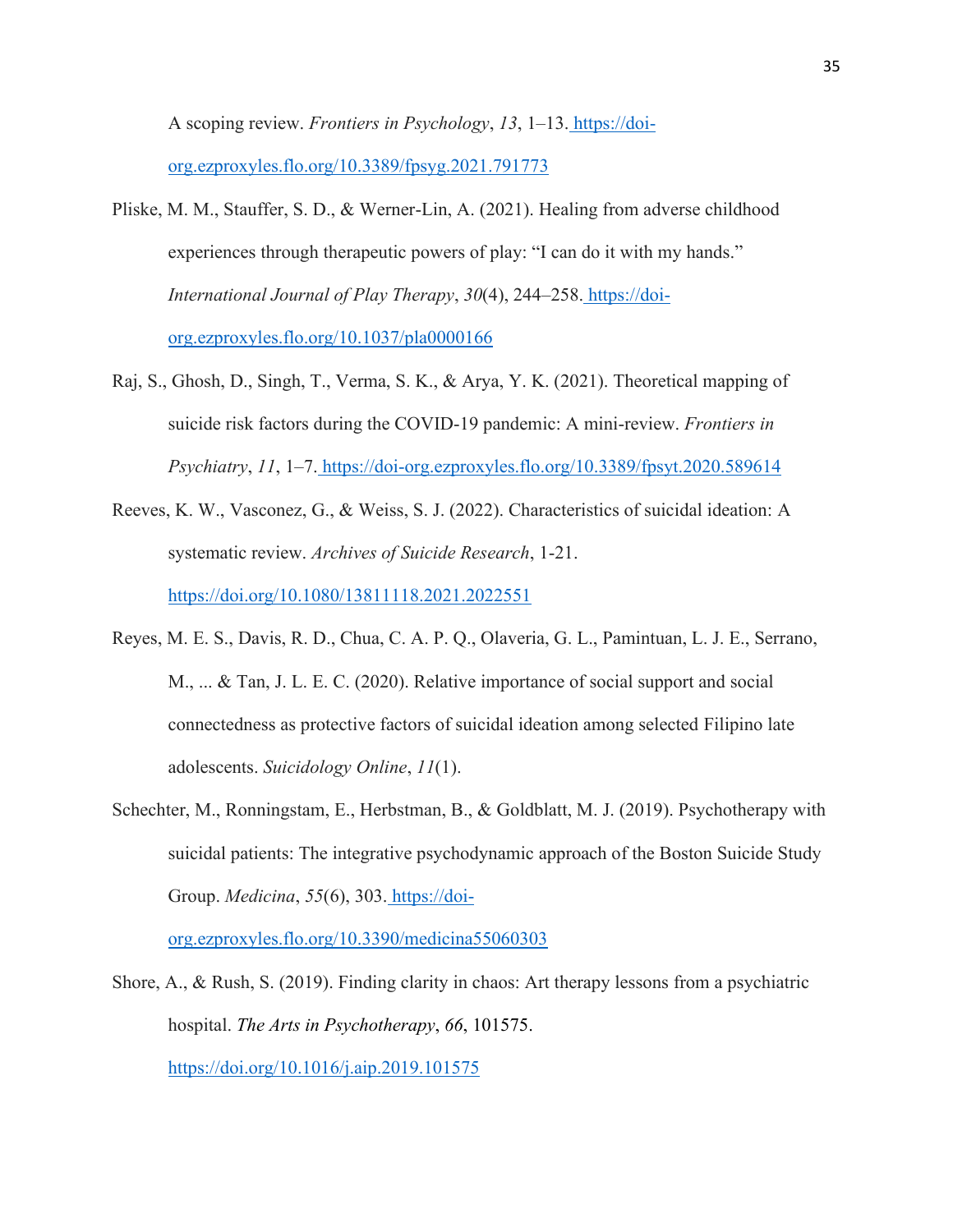A scoping review. *Frontiers in Psychology*, *13*, 1–13. https://doi-org.ezproxyles.flo.org/10.3389/fpsyg.2021.791773

Pliske, M. M., Stauffer, S. D., & Werner-Lin, A. (2021). Healing from adverse childhood experiences through therapeutic powers of play: "I can do it with my hands." *International Journal of Play Therapy*, *30*(4), 244–258. https://doi-org.ezproxyles.flo.org/10.1037/pla0000166

Raj, S., Ghosh, D., Singh, T., Verma, S. K., & Arya, Y. K. (2021). Theoretical mapping of suicide risk factors during the COVID-19 pandemic: A mini-review. *Frontiers in Psychiatry*, *11*, 1–7. https://doi-org.ezproxyles.flo.org/10.3389/fpsyt.2020.589614

Reeves, K. W., Vasconez, G., & Weiss, S. J. (2022). Characteristics of suicidal ideation: A systematic review. *Archives of Suicide Research*, 1-21. https://doi.org/10.1080/13811118.2021.2022551

Reyes, M. E. S., Davis, R. D., Chua, C. A. P. Q., Olaveria, G. L., Pamintuan, L. J. E., Serrano, M., ... & Tan, J. L. E. C. (2020). Relative importance of social support and social connectedness as protective factors of suicidal ideation among selected Filipino late adolescents. *Suicidology Online*, *11*(1).

Schechter, M., Ronningstam, E., Herbstman, B., & Goldblatt, M. J. (2019). Psychotherapy with suicidal patients: The integrative psychodynamic approach of the Boston Suicide Study Group. *Medicina*, *55*(6), 303. https://doi-org.ezproxyles.flo.org/10.3390/medicina55060303

Shore, A., & Rush, S. (2019). Finding clarity in chaos: Art therapy lessons from a psychiatric hospital. *The Arts in Psychotherapy*, *66*, 101575. https://doi.org/10.1016/j.aip.2019.101575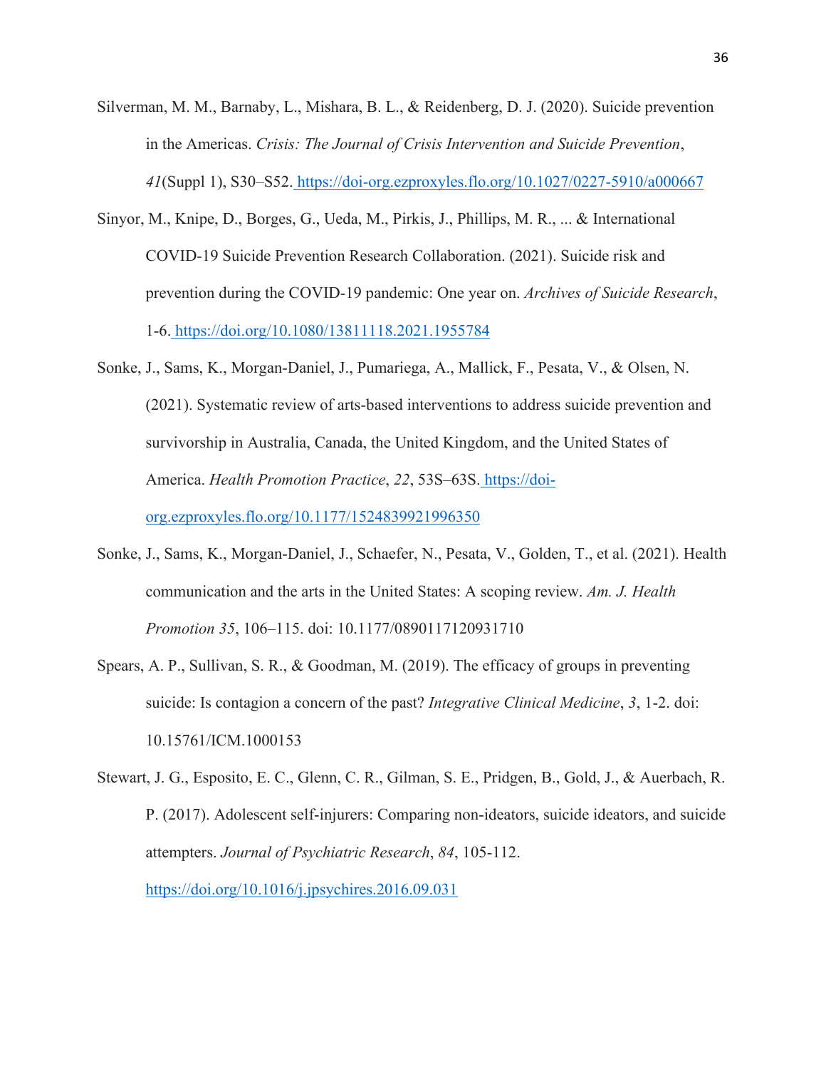Silverman, M. M., Barnaby, L., Mishara, B. L., & Reidenberg, D. J. (2020). Suicide prevention in the Americas. *Crisis: The Journal of Crisis Intervention and Suicide Prevention*, *41*(Suppl 1), S30–S52. https://doi-org.ezproxyles.flo.org/10.1027/0227-5910/a000667

Sinyor, M., Knipe, D., Borges, G., Ueda, M., Pirkis, J., Phillips, M. R., ... & International COVID-19 Suicide Prevention Research Collaboration. (2021). Suicide risk and prevention during the COVID-19 pandemic: One year on. *Archives of Suicide Research*, 1-6. https://doi.org/10.1080/13811118.2021.1955784

Sonke, J., Sams, K., Morgan-Daniel, J., Pumariega, A., Mallick, F., Pesata, V., & Olsen, N. (2021). Systematic review of arts-based interventions to address suicide prevention and survivorship in Australia, Canada, the United Kingdom, and the United States of America. *Health Promotion Practice*, *22*, 53S–63S. https://doi-org.ezproxyles.flo.org/10.1177/1524839921996350

Sonke, J., Sams, K., Morgan-Daniel, J., Schaefer, N., Pesata, V., Golden, T., et al. (2021). Health communication and the arts in the United States: A scoping review. *Am. J. Health Promotion 35*, 106–115. doi: 10.1177/0890117120931710

Spears, A. P., Sullivan, S. R., & Goodman, M. (2019). The efficacy of groups in preventing suicide: Is contagion a concern of the past? *Integrative Clinical Medicine*, *3*, 1-2. doi: 10.15761/ICM.1000153

Stewart, J. G., Esposito, E. C., Glenn, C. R., Gilman, S. E., Pridgen, B., Gold, J., & Auerbach, R. P. (2017). Adolescent self-injurers: Comparing non-ideators, suicide ideators, and suicide attempters. *Journal of Psychiatric Research*, *84*, 105-112. https://doi.org/10.1016/j.jpsychires.2016.09.031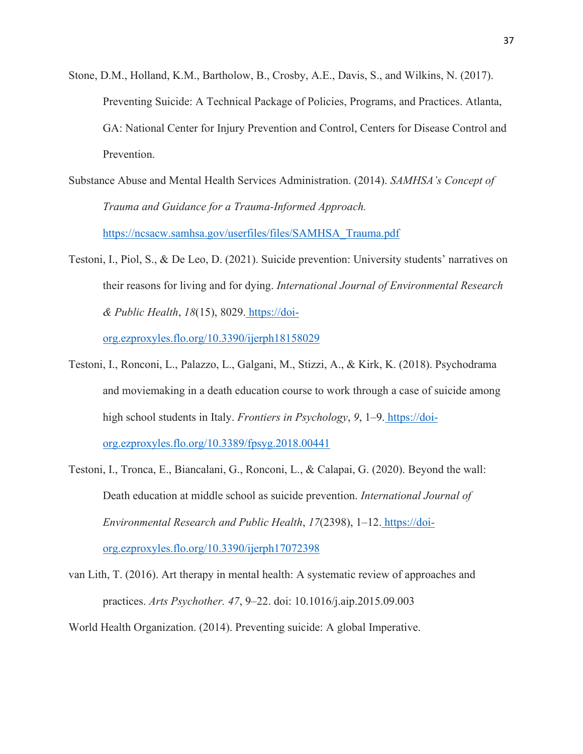Stone, D.M., Holland, K.M., Bartholow, B., Crosby, A.E., Davis, S., and Wilkins, N. (2017). Preventing Suicide: A Technical Package of Policies, Programs, and Practices. Atlanta, GA: National Center for Injury Prevention and Control, Centers for Disease Control and Prevention.

Substance Abuse and Mental Health Services Administration. (2014). *SAMHSA's Concept of Trauma and Guidance for a Trauma-Informed Approach.* https://ncsacw.samhsa.gov/userfiles/files/SAMHSA_Trauma.pdf

Testoni, I., Piol, S., & De Leo, D. (2021). Suicide prevention: University students' narratives on their reasons for living and for dying. *International Journal of Environmental Research & Public Health*, *18*(15), 8029. https://doi-org.ezproxyles.flo.org/10.3390/ijerph18158029

Testoni, I., Ronconi, L., Palazzo, L., Galgani, M., Stizzi, A., & Kirk, K. (2018). Psychodrama and moviemaking in a death education course to work through a case of suicide among high school students in Italy. *Frontiers in Psychology*, *9*, 1–9. https://doi-org.ezproxyles.flo.org/10.3389/fpsyg.2018.00441

Testoni, I., Tronca, E., Biancalani, G., Ronconi, L., & Calapai, G. (2020). Beyond the wall: Death education at middle school as suicide prevention. *International Journal of Environmental Research and Public Health*, *17*(2398), 1–12. https://doi-org.ezproxyles.flo.org/10.3390/ijerph17072398

van Lith, T. (2016). Art therapy in mental health: A systematic review of approaches and practices. *Arts Psychother. 47*, 9–22. doi: 10.1016/j.aip.2015.09.003

World Health Organization. (2014). Preventing suicide: A global Imperative.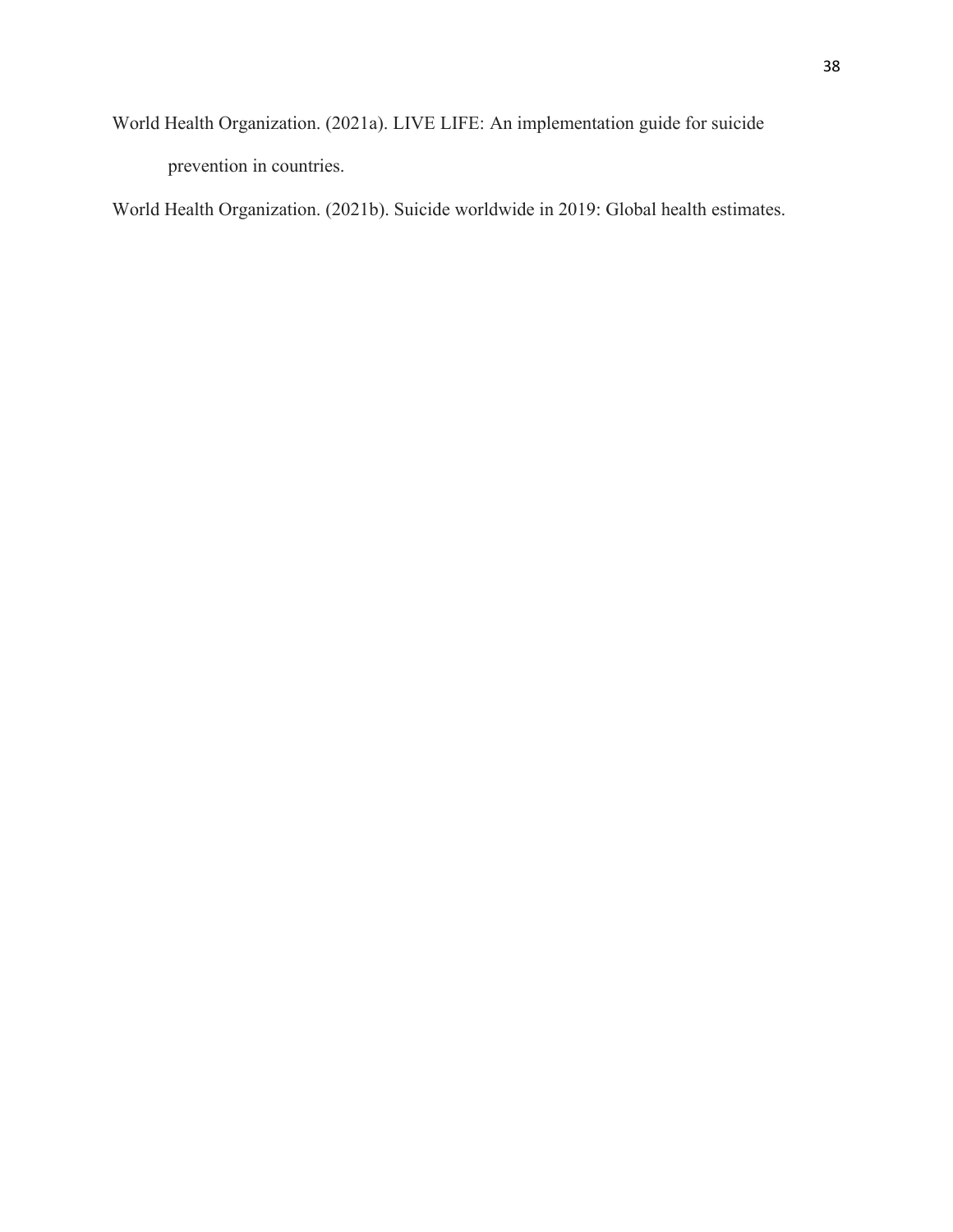World Health Organization. (2021a). LIVE LIFE: An implementation guide for suicide prevention in countries.

World Health Organization. (2021b). Suicide worldwide in 2019: Global health estimates.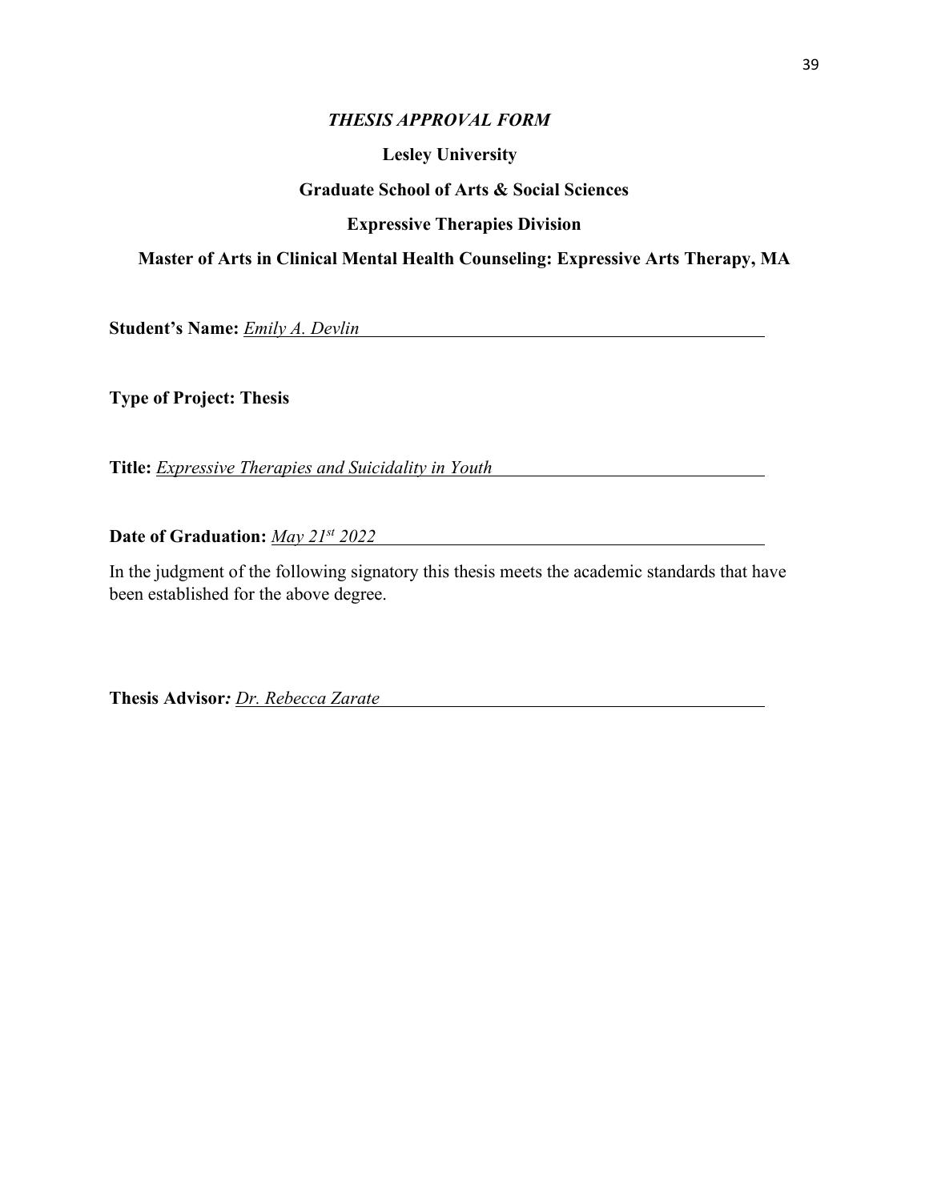# *THESIS APPROVAL FORM*

**Lesley University**

**Graduate School of Arts & Social Sciences**

**Expressive Therapies Division**

**Master of Arts in Clinical Mental Health Counseling: Expressive Arts Therapy, MA**

**Student's Name:** *Emily A. Devlin*

**Type of Project: Thesis**

**Title:** *Expressive Therapies and Suicidality in Youth*

**Date of Graduation:** *May 21st 2022*

In the judgment of the following signatory this thesis meets the academic standards that have been established for the above degree.

**Thesis Advisor*:*** *Dr. Rebecca Zarate*